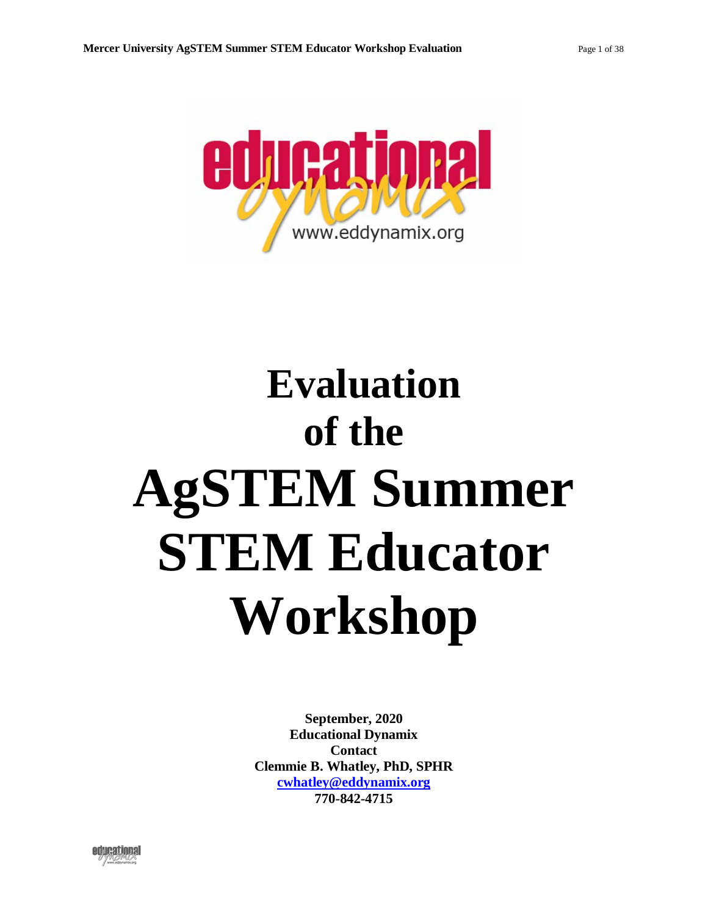# Evaluation of the AgSTEM Summer STEM Educator Workshop

**September, 2020**
**Educational Dynamix**
**Contact**
**Clemmie B. Whatley, PhD, SPHR**
**cwhatley@eddynamix.org**
**770-842-4715**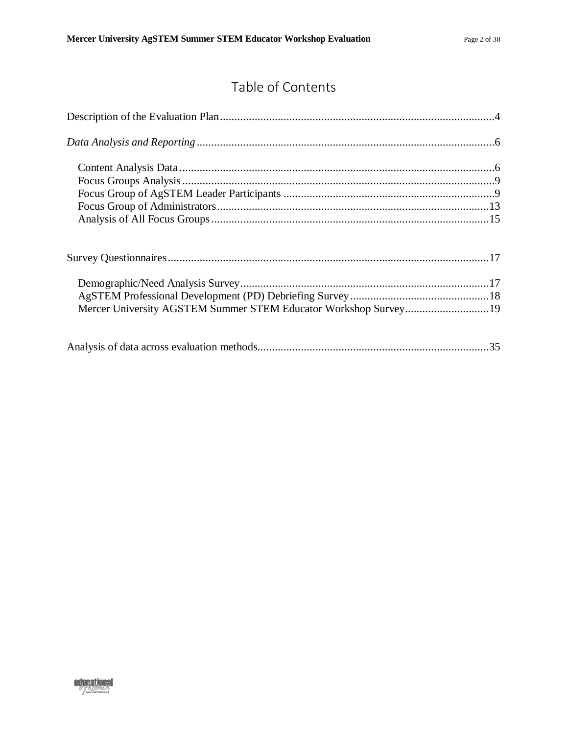# Table of Contents

Description of the Evaluation Plan....................................................................................4

*Data Analysis and Reporting*..........................................................................................6

- Content Analysis Data..............................................................................................6
- Focus Groups Analysis.............................................................................................9
- Focus Group of AgSTEM Leader Participants .........................................................9
- Focus Group of Administrators...............................................................................13
- Analysis of All Focus Groups..................................................................................15

Survey Questionnaires.....................................................................................................17

- Demographic/Need Analysis Survey.......................................................................17
- AgSTEM Professional Development (PD) Debriefing Survey................................18
- Mercer University AGSTEM Summer STEM Educator Workshop Survey.............19

Analysis of data across evaluation methods.....................................................................35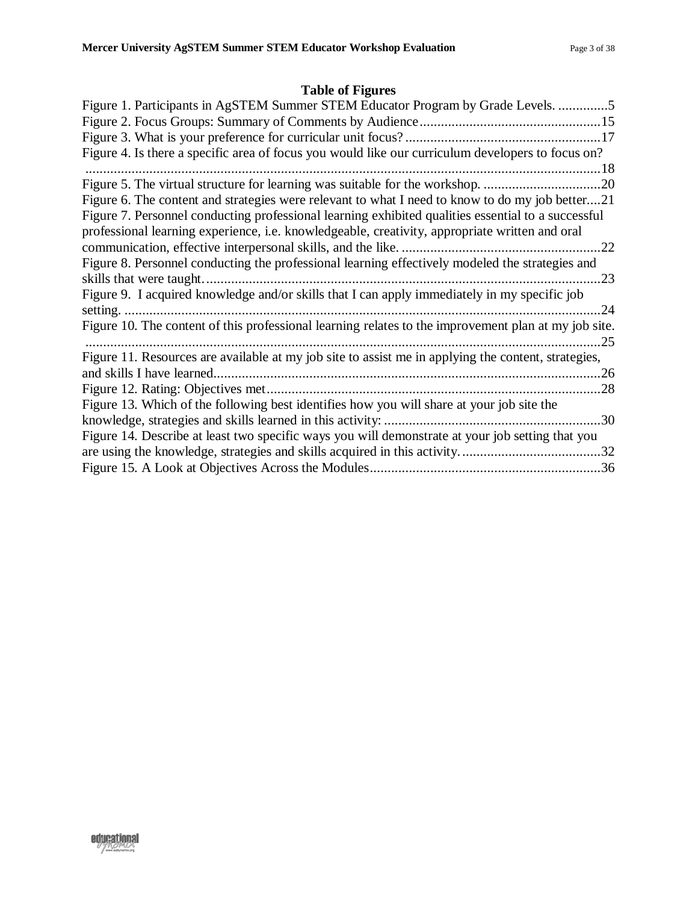## Table of Figures

Figure 1. Participants in AgSTEM Summer STEM Educator Program by Grade Levels. ..............5
Figure 2. Focus Groups: Summary of Comments by Audience ..................................................15
Figure 3. What is your preference for curricular unit focus? .......................................................17
Figure 4. Is there a specific area of focus you would like our curriculum developers to focus on? ..................................................................................................................................................18
Figure 5. The virtual structure for learning was suitable for the workshop. .................................20
Figure 6. The content and strategies were relevant to what I need to know to do my job better....21
Figure 7. Personnel conducting professional learning exhibited qualities essential to a successful professional learning experience, i.e. knowledgeable, creativity, appropriate written and oral communication, effective interpersonal skills, and the like. ........................................................22
Figure 8. Personnel conducting the professional learning effectively modeled the strategies and skills that were taught. ...............................................................................................................23
Figure 9. I acquired knowledge and/or skills that I can apply immediately in my specific job setting. .......................................................................................................................................24
Figure 10. The content of this professional learning relates to the improvement plan at my job site. ..................................................................................................................................................25
Figure 11. Resources are available at my job site to assist me in applying the content, strategies, and skills I have learned.............................................................................................................26
Figure 12. Rating: Objectives met..............................................................................................28
Figure 13. Which of the following best identifies how you will share at your job site the knowledge, strategies and skills learned in this activity: .............................................................30
Figure 14. Describe at least two specific ways you will demonstrate at your job setting that you are using the knowledge, strategies and skills acquired in this activity. .......................................32
Figure 15. A Look at Objectives Across the Modules .................................................................36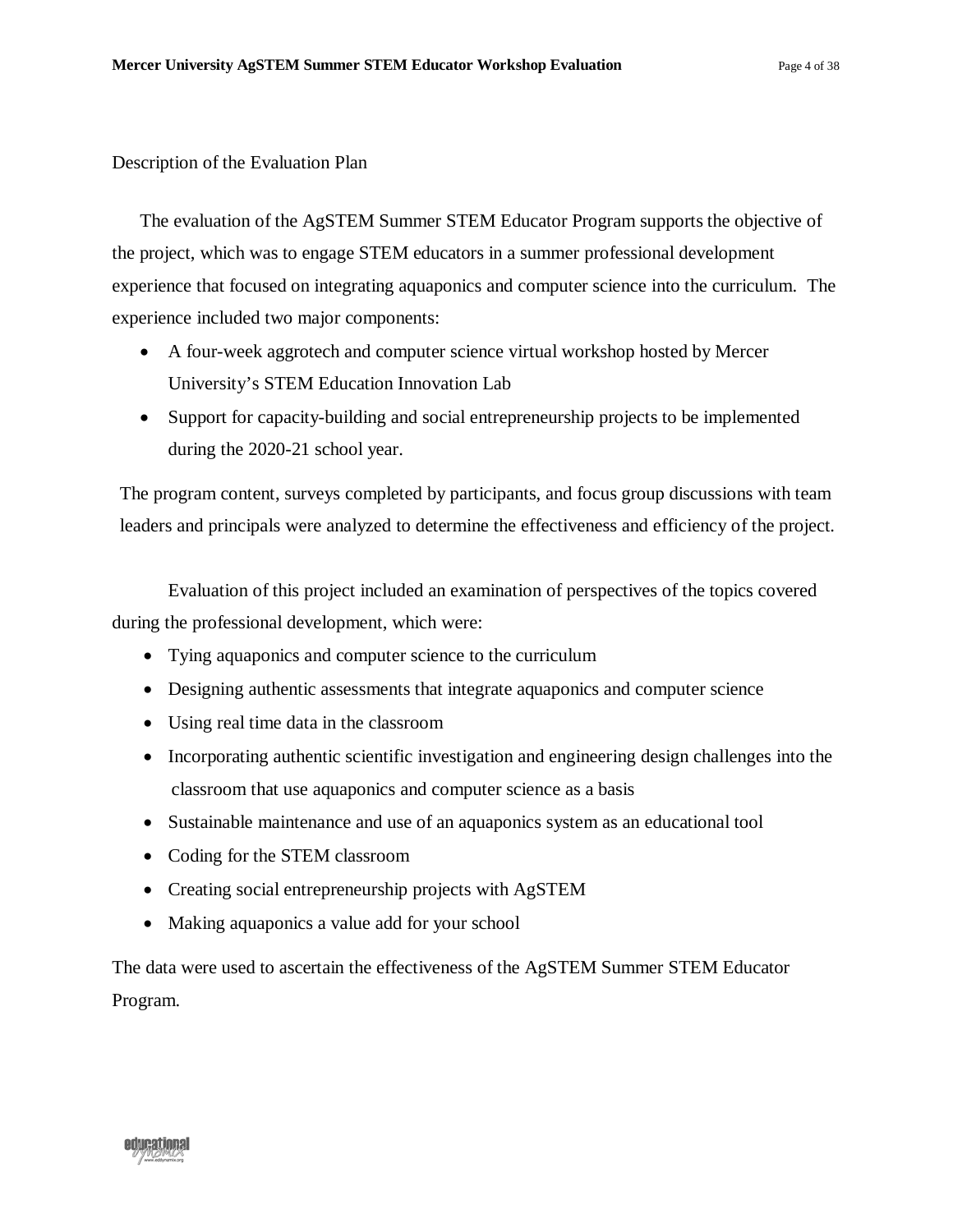## Description of the Evaluation Plan

The evaluation of the AgSTEM Summer STEM Educator Program supports the objective of the project, which was to engage STEM educators in a summer professional development experience that focused on integrating aquaponics and computer science into the curriculum. The experience included two major components:

- A four-week aggrotech and computer science virtual workshop hosted by Mercer University's STEM Education Innovation Lab
- Support for capacity-building and social entrepreneurship projects to be implemented during the 2020-21 school year.

The program content, surveys completed by participants, and focus group discussions with team leaders and principals were analyzed to determine the effectiveness and efficiency of the project.

Evaluation of this project included an examination of perspectives of the topics covered during the professional development, which were:

- Tying aquaponics and computer science to the curriculum
- Designing authentic assessments that integrate aquaponics and computer science
- Using real time data in the classroom
- Incorporating authentic scientific investigation and engineering design challenges into the classroom that use aquaponics and computer science as a basis
- Sustainable maintenance and use of an aquaponics system as an educational tool
- Coding for the STEM classroom
- Creating social entrepreneurship projects with AgSTEM
- Making aquaponics a value add for your school

The data were used to ascertain the effectiveness of the AgSTEM Summer STEM Educator Program.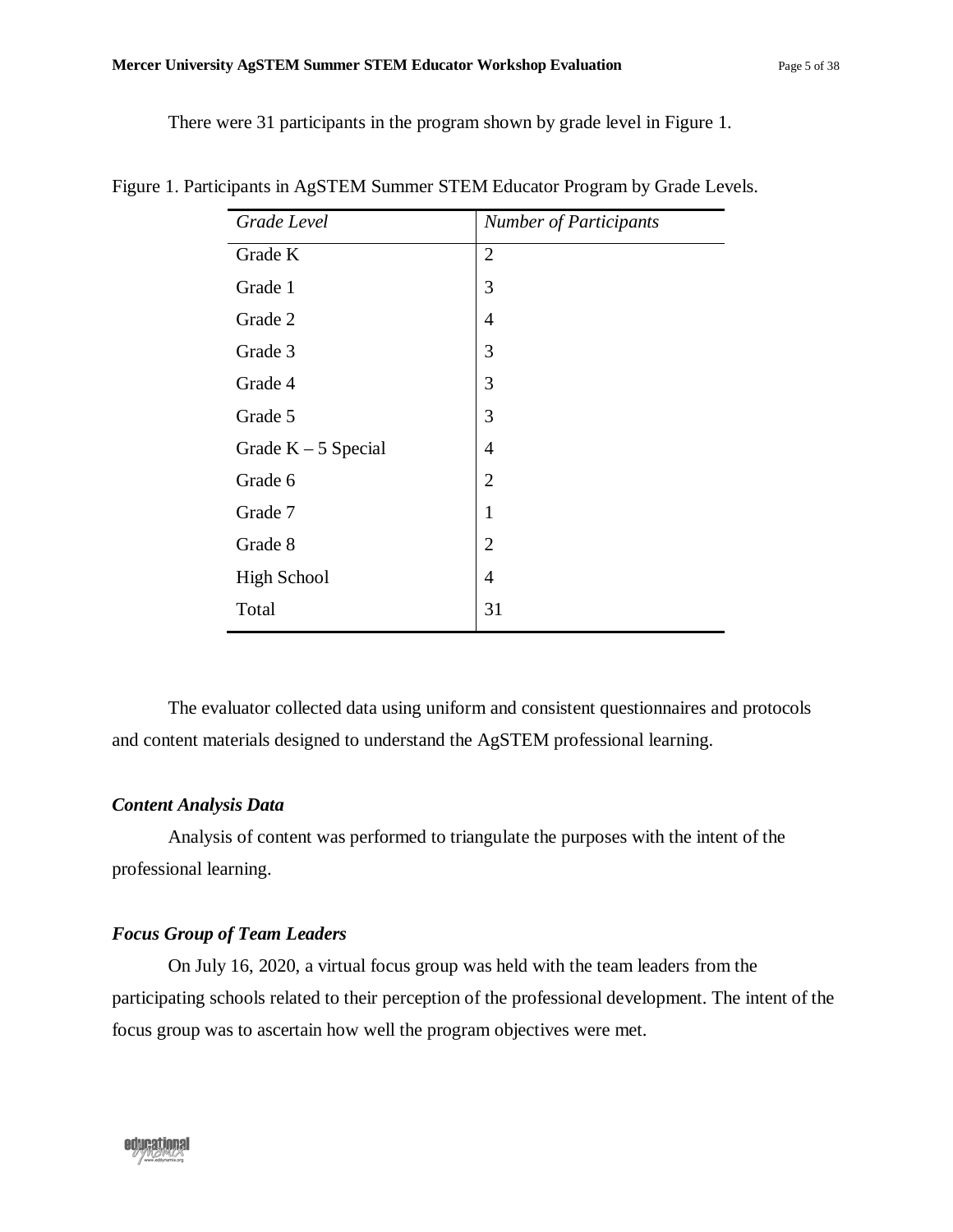There were 31 participants in the program shown by grade level in Figure 1.

Figure 1. Participants in AgSTEM Summer STEM Educator Program by Grade Levels.

| *Grade Level* | *Number of Participants* |
|---|---|
| Grade K | 2 |
| Grade 1 | 3 |
| Grade 2 | 4 |
| Grade 3 | 3 |
| Grade 4 | 3 |
| Grade 5 | 3 |
| Grade K – 5 Special | 4 |
| Grade 6 | 2 |
| Grade 7 | 1 |
| Grade 8 | 2 |
| High School | 4 |
| Total | 31 |

The evaluator collected data using uniform and consistent questionnaires and protocols and content materials designed to understand the AgSTEM professional learning.

### *Content Analysis Data*

Analysis of content was performed to triangulate the purposes with the intent of the professional learning.

### *Focus Group of Team Leaders*

On July 16, 2020, a virtual focus group was held with the team leaders from the participating schools related to their perception of the professional development. The intent of the focus group was to ascertain how well the program objectives were met.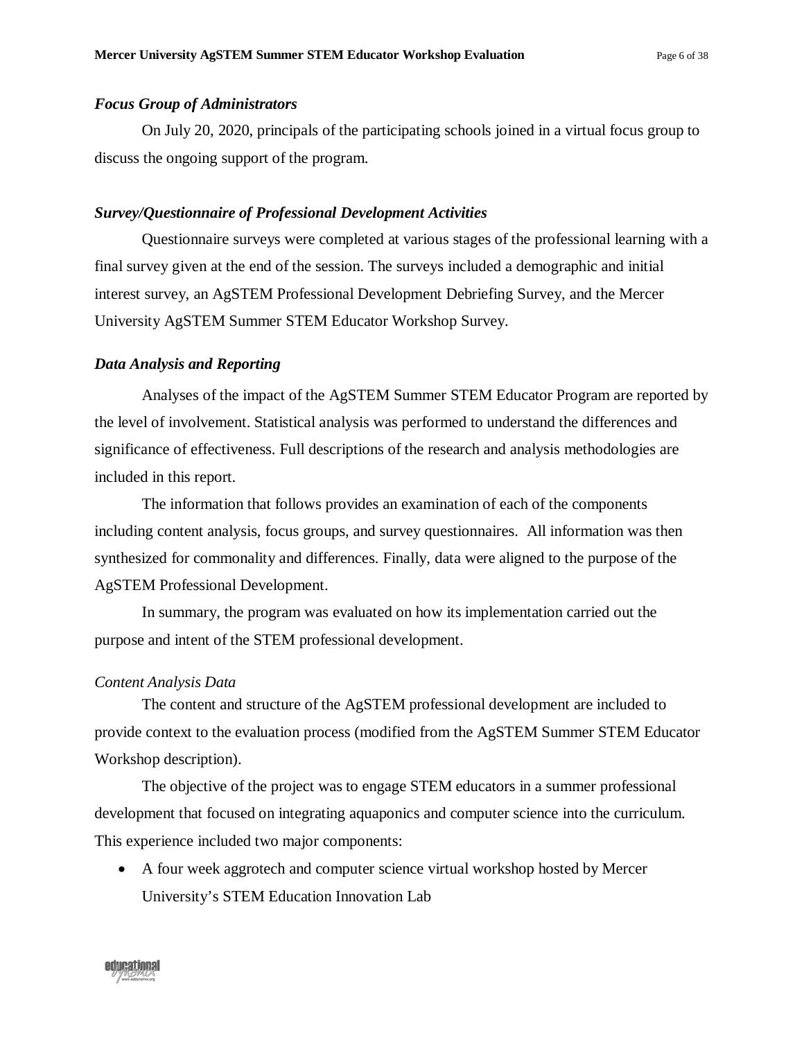### *Focus Group of Administrators*

On July 20, 2020, principals of the participating schools joined in a virtual focus group to discuss the ongoing support of the program.

### *Survey/Questionnaire of Professional Development Activities*

Questionnaire surveys were completed at various stages of the professional learning with a final survey given at the end of the session. The surveys included a demographic and initial interest survey, an AgSTEM Professional Development Debriefing Survey, and the Mercer University AgSTEM Summer STEM Educator Workshop Survey.

### *Data Analysis and Reporting*

Analyses of the impact of the AgSTEM Summer STEM Educator Program are reported by the level of involvement. Statistical analysis was performed to understand the differences and significance of effectiveness. Full descriptions of the research and analysis methodologies are included in this report.

The information that follows provides an examination of each of the components including content analysis, focus groups, and survey questionnaires. All information was then synthesized for commonality and differences. Finally, data were aligned to the purpose of the AgSTEM Professional Development.

In summary, the program was evaluated on how its implementation carried out the purpose and intent of the STEM professional development.

#### *Content Analysis Data*

The content and structure of the AgSTEM professional development are included to provide context to the evaluation process (modified from the AgSTEM Summer STEM Educator Workshop description).

The objective of the project was to engage STEM educators in a summer professional development that focused on integrating aquaponics and computer science into the curriculum. This experience included two major components:

- A four week aggrotech and computer science virtual workshop hosted by Mercer University's STEM Education Innovation Lab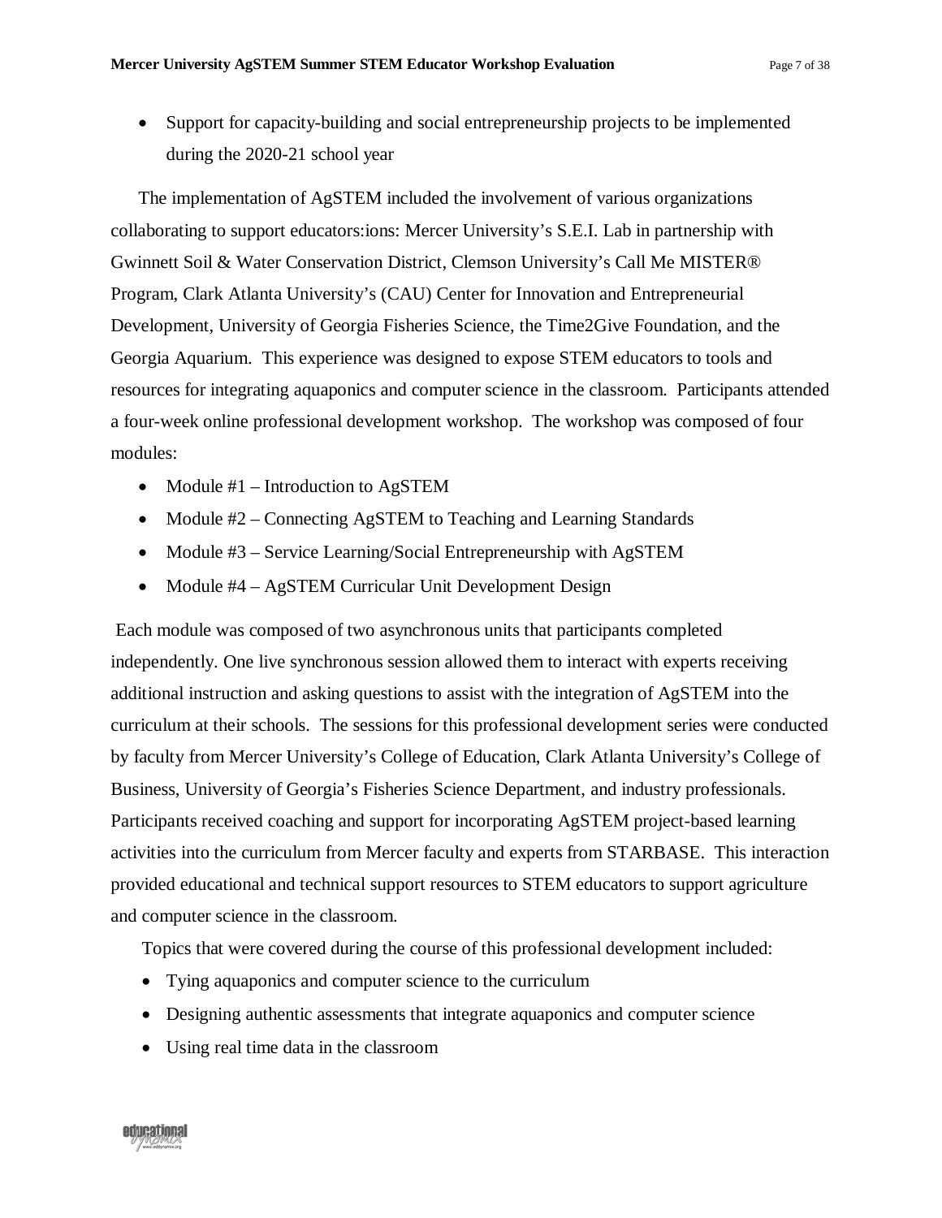- Support for capacity-building and social entrepreneurship projects to be implemented during the 2020-21 school year

The implementation of AgSTEM included the involvement of various organizations collaborating to support educators:ions: Mercer University's S.E.I. Lab in partnership with Gwinnett Soil & Water Conservation District, Clemson University's Call Me MISTER® Program, Clark Atlanta University's (CAU) Center for Innovation and Entrepreneurial Development, University of Georgia Fisheries Science, the Time2Give Foundation, and the Georgia Aquarium. This experience was designed to expose STEM educators to tools and resources for integrating aquaponics and computer science in the classroom. Participants attended a four-week online professional development workshop. The workshop was composed of four modules:

- Module #1 – Introduction to AgSTEM
- Module #2 – Connecting AgSTEM to Teaching and Learning Standards
- Module #3 – Service Learning/Social Entrepreneurship with AgSTEM
- Module #4 – AgSTEM Curricular Unit Development Design

Each module was composed of two asynchronous units that participants completed independently. One live synchronous session allowed them to interact with experts receiving additional instruction and asking questions to assist with the integration of AgSTEM into the curriculum at their schools. The sessions for this professional development series were conducted by faculty from Mercer University's College of Education, Clark Atlanta University's College of Business, University of Georgia's Fisheries Science Department, and industry professionals. Participants received coaching and support for incorporating AgSTEM project-based learning activities into the curriculum from Mercer faculty and experts from STARBASE. This interaction provided educational and technical support resources to STEM educators to support agriculture and computer science in the classroom.

Topics that were covered during the course of this professional development included:

- Tying aquaponics and computer science to the curriculum
- Designing authentic assessments that integrate aquaponics and computer science
- Using real time data in the classroom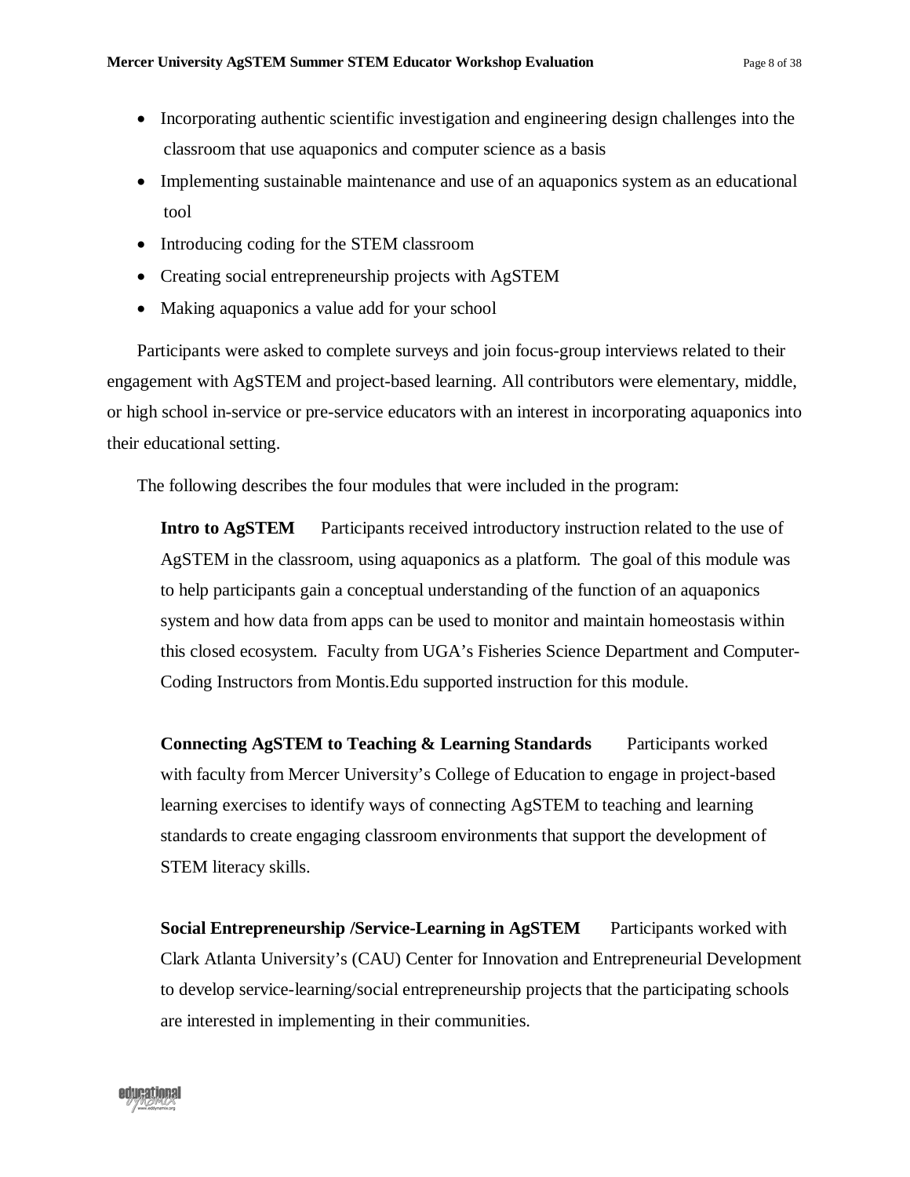- Incorporating authentic scientific investigation and engineering design challenges into the classroom that use aquaponics and computer science as a basis
- Implementing sustainable maintenance and use of an aquaponics system as an educational tool
- Introducing coding for the STEM classroom
- Creating social entrepreneurship projects with AgSTEM
- Making aquaponics a value add for your school

Participants were asked to complete surveys and join focus-group interviews related to their engagement with AgSTEM and project-based learning. All contributors were elementary, middle, or high school in-service or pre-service educators with an interest in incorporating aquaponics into their educational setting.

The following describes the four modules that were included in the program:

**Intro to AgSTEM** Participants received introductory instruction related to the use of AgSTEM in the classroom, using aquaponics as a platform. The goal of this module was to help participants gain a conceptual understanding of the function of an aquaponics system and how data from apps can be used to monitor and maintain homeostasis within this closed ecosystem. Faculty from UGA's Fisheries Science Department and Computer-Coding Instructors from Montis.Edu supported instruction for this module.

**Connecting AgSTEM to Teaching & Learning Standards** Participants worked with faculty from Mercer University's College of Education to engage in project-based learning exercises to identify ways of connecting AgSTEM to teaching and learning standards to create engaging classroom environments that support the development of STEM literacy skills.

**Social Entrepreneurship /Service-Learning in AgSTEM** Participants worked with Clark Atlanta University's (CAU) Center for Innovation and Entrepreneurial Development to develop service-learning/social entrepreneurship projects that the participating schools are interested in implementing in their communities.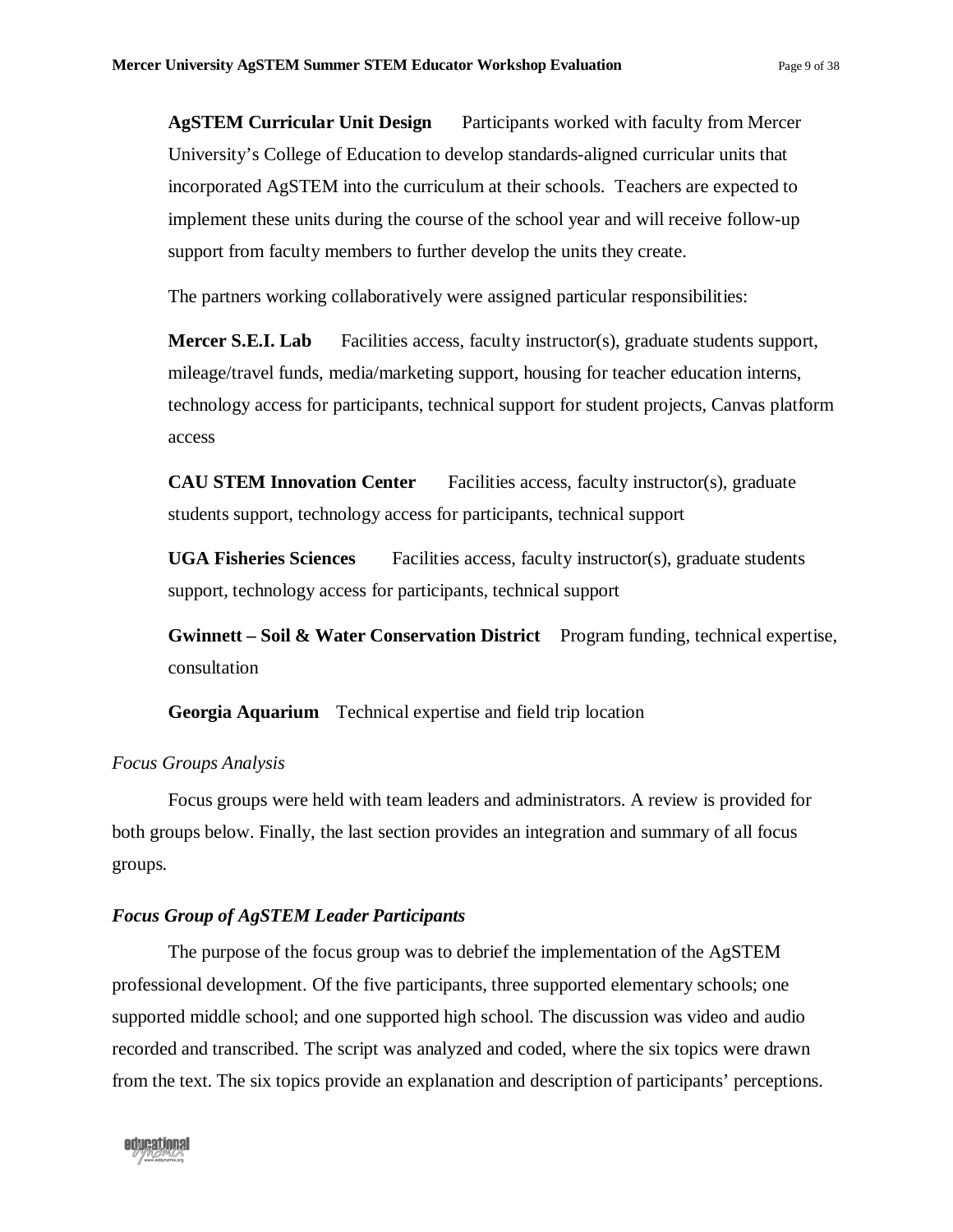**AgSTEM Curricular Unit Design** Participants worked with faculty from Mercer University's College of Education to develop standards-aligned curricular units that incorporated AgSTEM into the curriculum at their schools. Teachers are expected to implement these units during the course of the school year and will receive follow-up support from faculty members to further develop the units they create.

The partners working collaboratively were assigned particular responsibilities:

**Mercer S.E.I. Lab** Facilities access, faculty instructor(s), graduate students support, mileage/travel funds, media/marketing support, housing for teacher education interns, technology access for participants, technical support for student projects, Canvas platform access

**CAU STEM Innovation Center** Facilities access, faculty instructor(s), graduate students support, technology access for participants, technical support

**UGA Fisheries Sciences** Facilities access, faculty instructor(s), graduate students support, technology access for participants, technical support

**Gwinnett – Soil & Water Conservation District** Program funding, technical expertise, consultation

**Georgia Aquarium** Technical expertise and field trip location

*Focus Groups Analysis*

Focus groups were held with team leaders and administrators. A review is provided for both groups below. Finally, the last section provides an integration and summary of all focus groups.

***Focus Group of AgSTEM Leader Participants***

The purpose of the focus group was to debrief the implementation of the AgSTEM professional development. Of the five participants, three supported elementary schools; one supported middle school; and one supported high school. The discussion was video and audio recorded and transcribed. The script was analyzed and coded, where the six topics were drawn from the text. The six topics provide an explanation and description of participants' perceptions.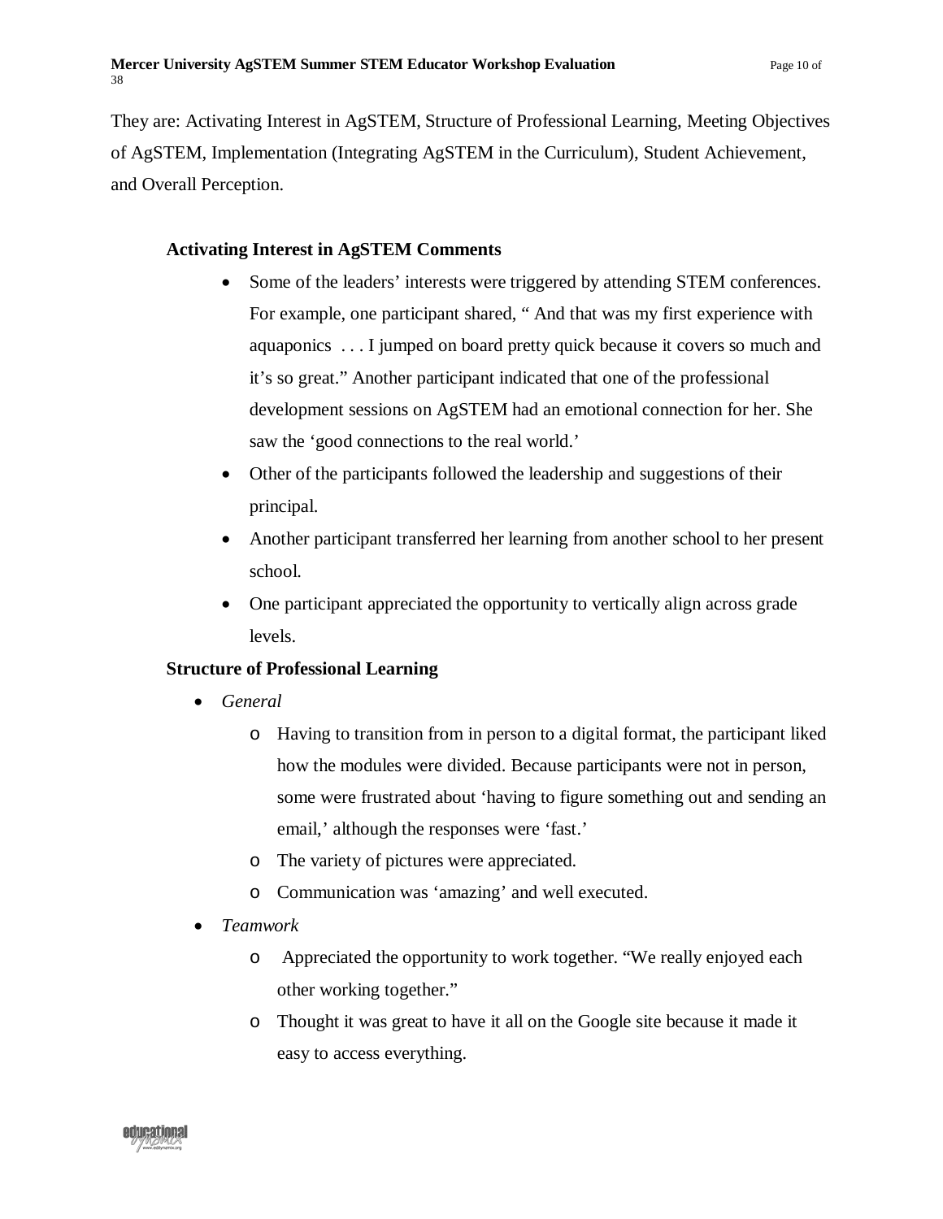They are: Activating Interest in AgSTEM, Structure of Professional Learning, Meeting Objectives of AgSTEM, Implementation (Integrating AgSTEM in the Curriculum), Student Achievement, and Overall Perception.

**Activating Interest in AgSTEM Comments**

- Some of the leaders' interests were triggered by attending STEM conferences. For example, one participant shared, " And that was my first experience with aquaponics . . . I jumped on board pretty quick because it covers so much and it's so great." Another participant indicated that one of the professional development sessions on AgSTEM had an emotional connection for her. She saw the 'good connections to the real world.'
- Other of the participants followed the leadership and suggestions of their principal.
- Another participant transferred her learning from another school to her present school.
- One participant appreciated the opportunity to vertically align across grade levels.

**Structure of Professional Learning**

- *General*
  - Having to transition from in person to a digital format, the participant liked how the modules were divided. Because participants were not in person, some were frustrated about 'having to figure something out and sending an email,' although the responses were 'fast.'
  - The variety of pictures were appreciated.
  - Communication was 'amazing' and well executed.
- *Teamwork*
  - Appreciated the opportunity to work together. "We really enjoyed each other working together."
  - Thought it was great to have it all on the Google site because it made it easy to access everything.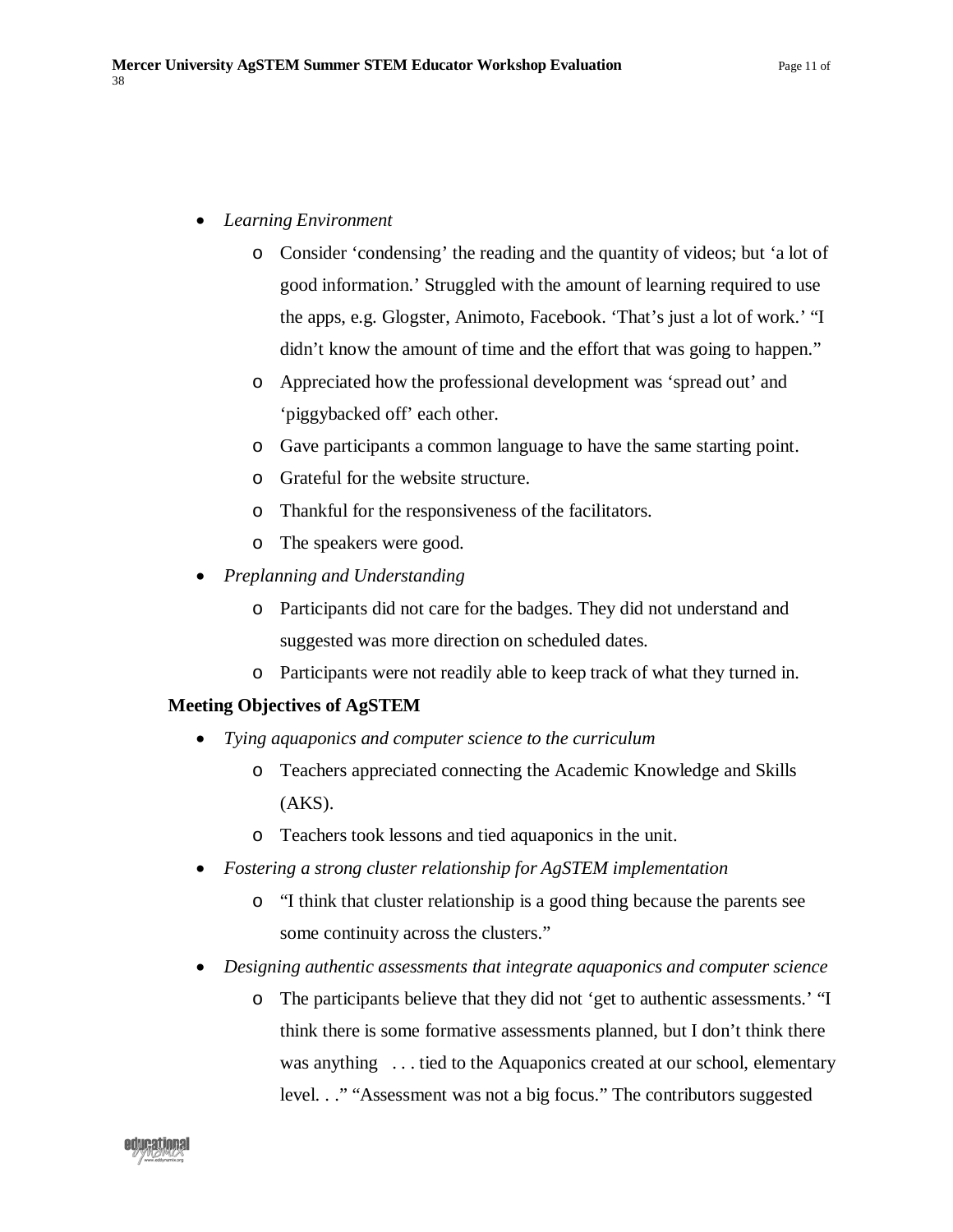- *Learning Environment*
    - Consider 'condensing' the reading and the quantity of videos; but 'a lot of good information.' Struggled with the amount of learning required to use the apps, e.g. Glogster, Animoto, Facebook. 'That's just a lot of work.' "I didn't know the amount of time and the effort that was going to happen."
    - Appreciated how the professional development was 'spread out' and 'piggybacked off' each other.
    - Gave participants a common language to have the same starting point.
    - Grateful for the website structure.
    - Thankful for the responsiveness of the facilitators.
    - The speakers were good.
- *Preplanning and Understanding*
    - Participants did not care for the badges. They did not understand and suggested was more direction on scheduled dates.
    - Participants were not readily able to keep track of what they turned in.

**Meeting Objectives of AgSTEM**

- *Tying aquaponics and computer science to the curriculum*
    - Teachers appreciated connecting the Academic Knowledge and Skills (AKS).
    - Teachers took lessons and tied aquaponics in the unit.
- *Fostering a strong cluster relationship for AgSTEM implementation*
    - "I think that cluster relationship is a good thing because the parents see some continuity across the clusters."
- *Designing authentic assessments that integrate aquaponics and computer science*
    - The participants believe that they did not 'get to authentic assessments.' "I think there is some formative assessments planned, but I don't think there was anything . . . tied to the Aquaponics created at our school, elementary level. . ." "Assessment was not a big focus." The contributors suggested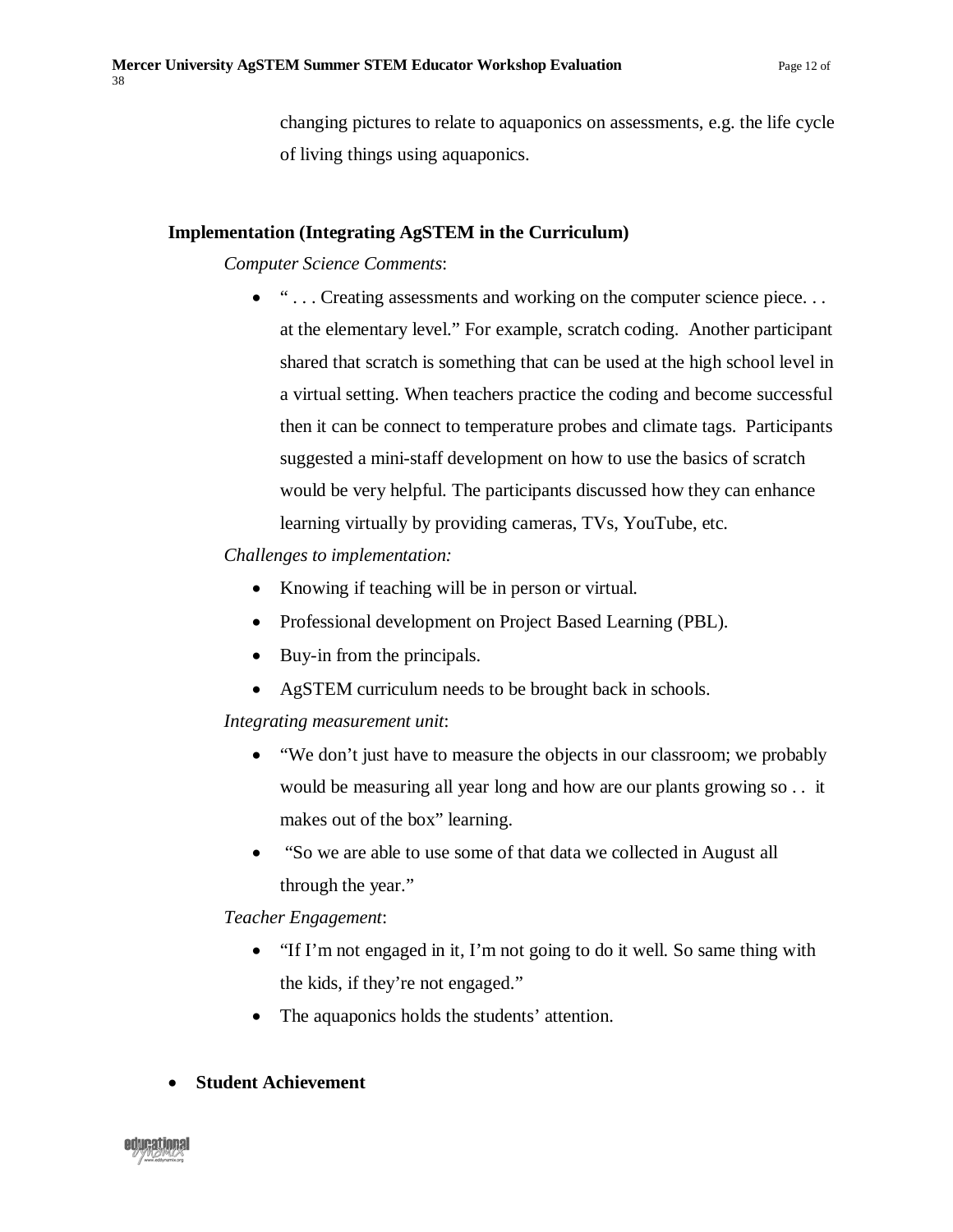changing pictures to relate to aquaponics on assessments, e.g. the life cycle of living things using aquaponics.

**Implementation (Integrating AgSTEM in the Curriculum)**

*Computer Science Comments*:

- " . . . Creating assessments and working on the computer science piece. . . at the elementary level." For example, scratch coding. Another participant shared that scratch is something that can be used at the high school level in a virtual setting. When teachers practice the coding and become successful then it can be connect to temperature probes and climate tags. Participants suggested a mini-staff development on how to use the basics of scratch would be very helpful. The participants discussed how they can enhance learning virtually by providing cameras, TVs, YouTube, etc.

*Challenges to implementation:*

- Knowing if teaching will be in person or virtual.
- Professional development on Project Based Learning (PBL).
- Buy-in from the principals.
- AgSTEM curriculum needs to be brought back in schools.

*Integrating measurement unit*:

- "We don't just have to measure the objects in our classroom; we probably would be measuring all year long and how are our plants growing so . . it makes out of the box" learning.
- "So we are able to use some of that data we collected in August all through the year."

*Teacher Engagement*:

- "If I'm not engaged in it, I'm not going to do it well. So same thing with the kids, if they're not engaged."
- The aquaponics holds the students' attention.

- **Student Achievement**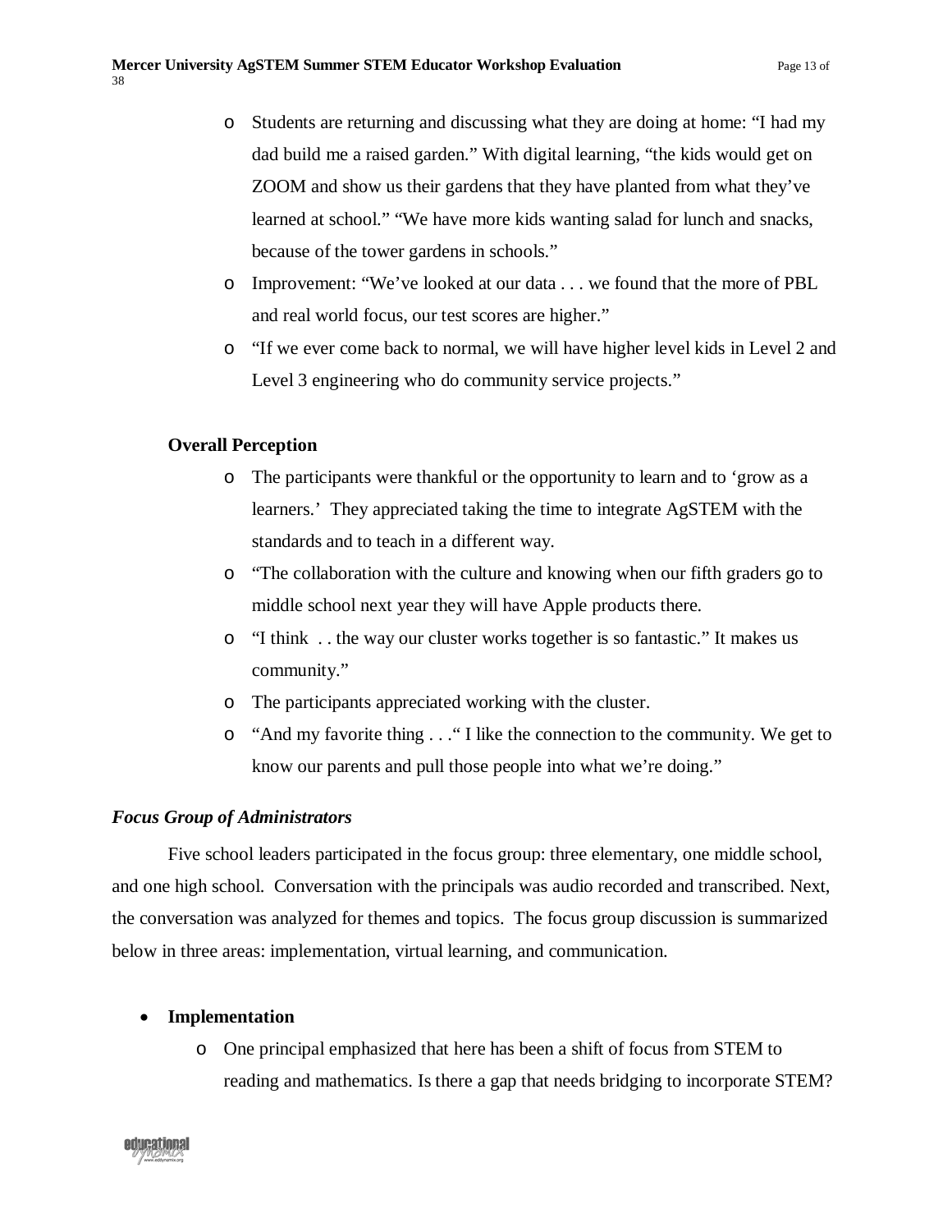- Students are returning and discussing what they are doing at home: "I had my dad build me a raised garden." With digital learning, "the kids would get on ZOOM and show us their gardens that they have planted from what they've learned at school." "We have more kids wanting salad for lunch and snacks, because of the tower gardens in schools."
- Improvement: "We've looked at our data . . . we found that the more of PBL and real world focus, our test scores are higher."
- "If we ever come back to normal, we will have higher level kids in Level 2 and Level 3 engineering who do community service projects."

**Overall Perception**

- The participants were thankful or the opportunity to learn and to 'grow as a learners.' They appreciated taking the time to integrate AgSTEM with the standards and to teach in a different way.
- "The collaboration with the culture and knowing when our fifth graders go to middle school next year they will have Apple products there.
- "I think . . the way our cluster works together is so fantastic." It makes us community."
- The participants appreciated working with the cluster.
- "And my favorite thing . . ." I like the connection to the community. We get to know our parents and pull those people into what we're doing."

### *Focus Group of Administrators*

Five school leaders participated in the focus group: three elementary, one middle school, and one high school. Conversation with the principals was audio recorded and transcribed. Next, the conversation was analyzed for themes and topics. The focus group discussion is summarized below in three areas: implementation, virtual learning, and communication.

- **Implementation**
  - One principal emphasized that here has been a shift of focus from STEM to reading and mathematics. Is there a gap that needs bridging to incorporate STEM?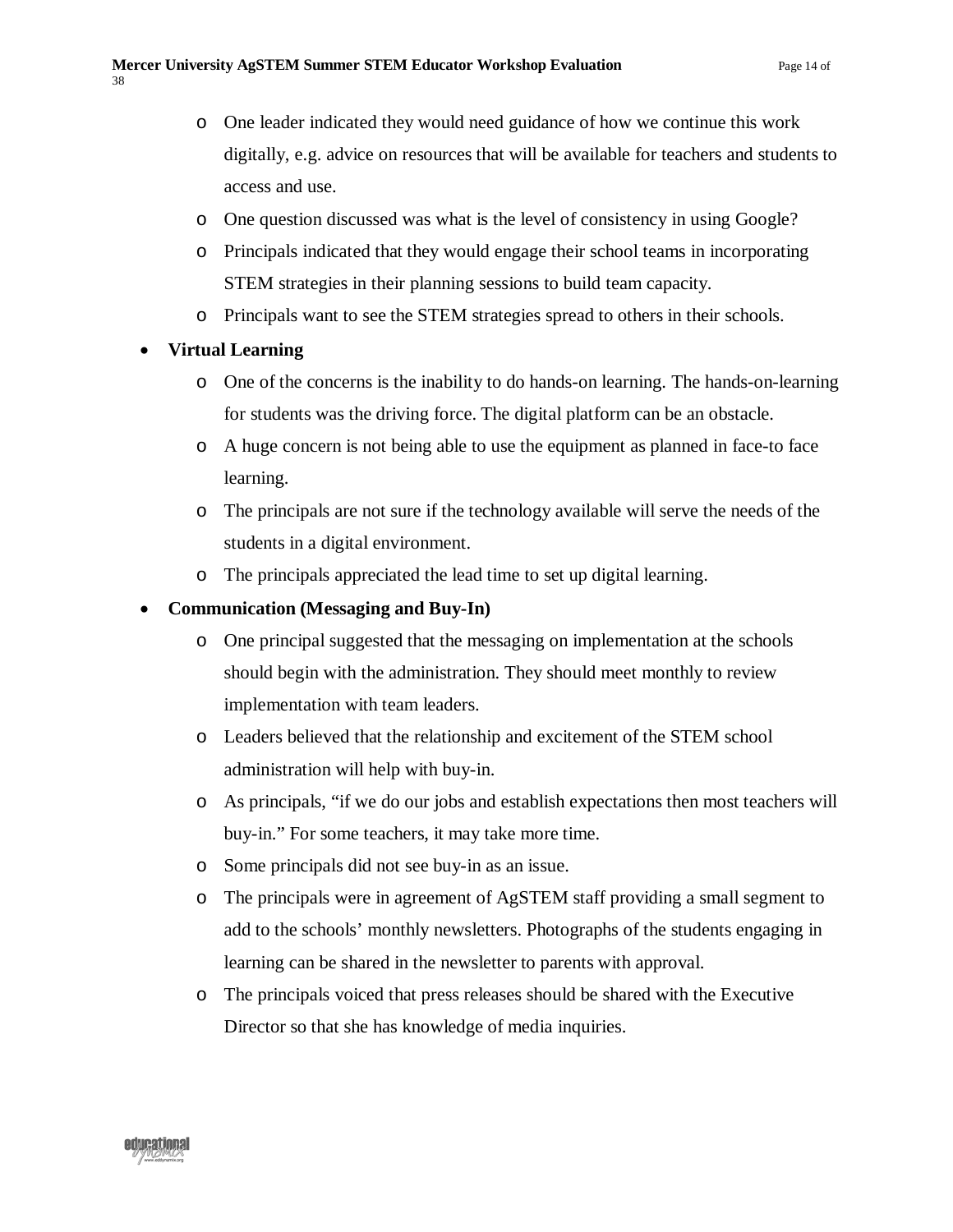- One leader indicated they would need guidance of how we continue this work digitally, e.g. advice on resources that will be available for teachers and students to access and use.
  - One question discussed was what is the level of consistency in using Google?
  - Principals indicated that they would engage their school teams in incorporating STEM strategies in their planning sessions to build team capacity.
  - Principals want to see the STEM strategies spread to others in their schools.

- **Virtual Learning**
  - One of the concerns is the inability to do hands-on learning. The hands-on-learning for students was the driving force. The digital platform can be an obstacle.
  - A huge concern is not being able to use the equipment as planned in face-to face learning.
  - The principals are not sure if the technology available will serve the needs of the students in a digital environment.
  - The principals appreciated the lead time to set up digital learning.

- **Communication (Messaging and Buy-In)**
  - One principal suggested that the messaging on implementation at the schools should begin with the administration. They should meet monthly to review implementation with team leaders.
  - Leaders believed that the relationship and excitement of the STEM school administration will help with buy-in.
  - As principals, "if we do our jobs and establish expectations then most teachers will buy-in." For some teachers, it may take more time.
  - Some principals did not see buy-in as an issue.
  - The principals were in agreement of AgSTEM staff providing a small segment to add to the schools' monthly newsletters. Photographs of the students engaging in learning can be shared in the newsletter to parents with approval.
  - The principals voiced that press releases should be shared with the Executive Director so that she has knowledge of media inquiries.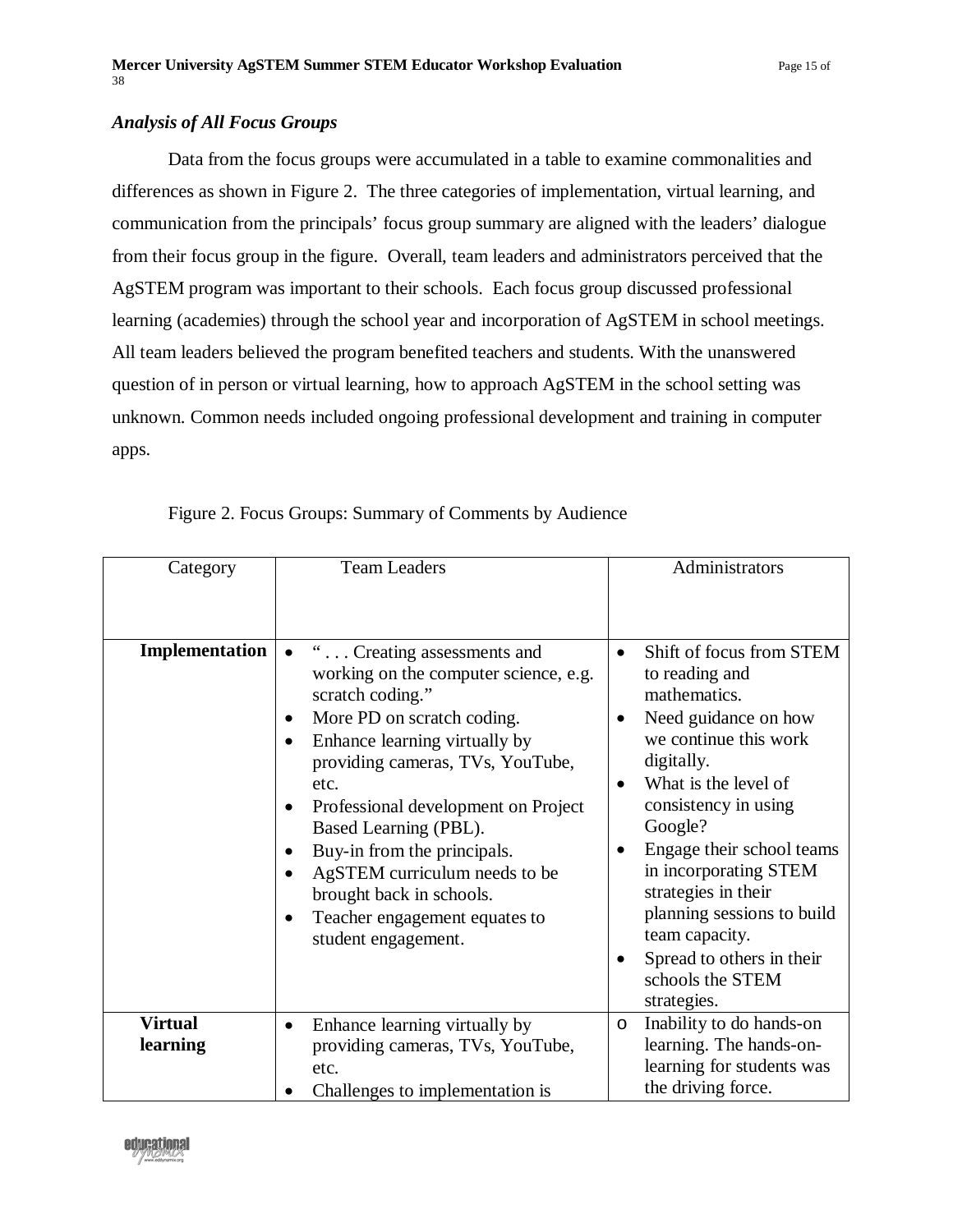### *Analysis of All Focus Groups*

Data from the focus groups were accumulated in a table to examine commonalities and differences as shown in Figure 2. The three categories of implementation, virtual learning, and communication from the principals' focus group summary are aligned with the leaders' dialogue from their focus group in the figure. Overall, team leaders and administrators perceived that the AgSTEM program was important to their schools. Each focus group discussed professional learning (academies) through the school year and incorporation of AgSTEM in school meetings. All team leaders believed the program benefited teachers and students. With the unanswered question of in person or virtual learning, how to approach AgSTEM in the school setting was unknown. Common needs included ongoing professional development and training in computer apps.

Figure 2. Focus Groups: Summary of Comments by Audience

| Category | Team Leaders | Administrators |
|---|---|---|
| **Implementation** | • " . . . Creating assessments and working on the computer science, e.g. scratch coding."<br>• More PD on scratch coding.<br>• Enhance learning virtually by providing cameras, TVs, YouTube, etc.<br>• Professional development on Project Based Learning (PBL).<br>• Buy-in from the principals.<br>• AgSTEM curriculum needs to be brought back in schools.<br>• Teacher engagement equates to student engagement. | • Shift of focus from STEM to reading and mathematics.<br>• Need guidance on how we continue this work digitally.<br>• What is the level of consistency in using Google?<br>• Engage their school teams in incorporating STEM strategies in their planning sessions to build team capacity.<br>• Spread to others in their schools the STEM strategies. |
| **Virtual learning** | • Enhance learning virtually by providing cameras, TVs, YouTube, etc.<br>• Challenges to implementation is | o Inability to do hands-on learning. The hands-on-learning for students was the driving force. |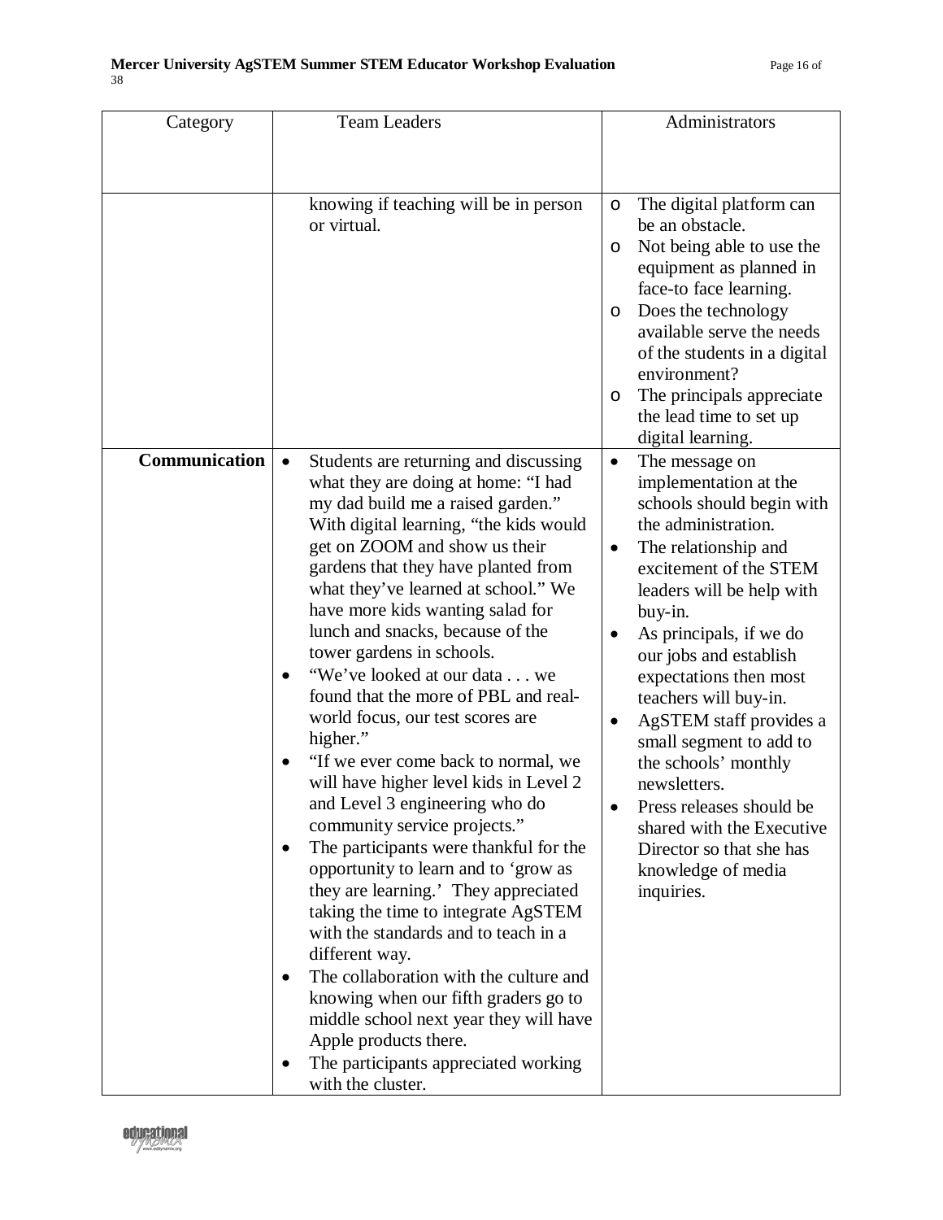| Category | Team Leaders | Administrators |
|---|---|---|
| | knowing if teaching will be in person or virtual. | o The digital platform can be an obstacle.<br>o Not being able to use the equipment as planned in face-to face learning.<br>o Does the technology available serve the needs of the students in a digital environment?<br>o The principals appreciate the lead time to set up digital learning. |
| **Communication** | • Students are returning and discussing what they are doing at home: "I had my dad build me a raised garden." With digital learning, "the kids would get on ZOOM and show us their gardens that they have planted from what they've learned at school." We have more kids wanting salad for lunch and snacks, because of the tower gardens in schools.<br>• "We've looked at our data . . . we found that the more of PBL and real-world focus, our test scores are higher."<br>• "If we ever come back to normal, we will have higher level kids in Level 2 and Level 3 engineering who do community service projects."<br>• The participants were thankful for the opportunity to learn and to 'grow as they are learning.' They appreciated taking the time to integrate AgSTEM with the standards and to teach in a different way.<br>• The collaboration with the culture and knowing when our fifth graders go to middle school next year they will have Apple products there.<br>• The participants appreciated working with the cluster. | • The message on implementation at the schools should begin with the administration.<br>• The relationship and excitement of the STEM leaders will be help with buy-in.<br>• As principals, if we do our jobs and establish expectations then most teachers will buy-in.<br>• AgSTEM staff provides a small segment to add to the schools' monthly newsletters.<br>• Press releases should be shared with the Executive Director so that she has knowledge of media inquiries. |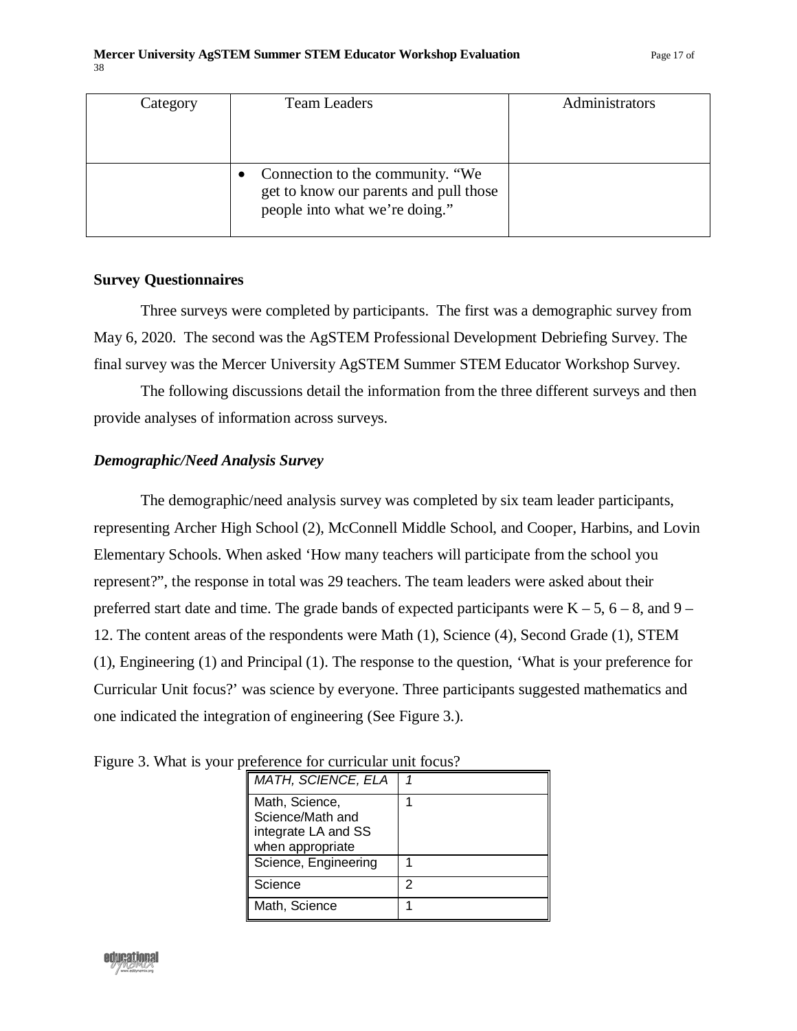| Category | Team Leaders | Administrators |
|---|---|---|
| | • Connection to the community. "We get to know our parents and pull those people into what we're doing." | |

**Survey Questionnaires**

Three surveys were completed by participants. The first was a demographic survey from May 6, 2020. The second was the AgSTEM Professional Development Debriefing Survey. The final survey was the Mercer University AgSTEM Summer STEM Educator Workshop Survey.

The following discussions detail the information from the three different surveys and then provide analyses of information across surveys.

***Demographic/Need Analysis Survey***

The demographic/need analysis survey was completed by six team leader participants, representing Archer High School (2), McConnell Middle School, and Cooper, Harbins, and Lovin Elementary Schools. When asked 'How many teachers will participate from the school you represent?", the response in total was 29 teachers. The team leaders were asked about their preferred start date and time. The grade bands of expected participants were K – 5, 6 – 8, and 9 – 12. The content areas of the respondents were Math (1), Science (4), Second Grade (1), STEM (1), Engineering (1) and Principal (1). The response to the question, 'What is your preference for Curricular Unit focus?' was science by everyone. Three participants suggested mathematics and one indicated the integration of engineering (See Figure 3.).

Figure 3. What is your preference for curricular unit focus?

| *MATH, SCIENCE, ELA* | *1* |
|---|---|
| Math, Science, Science/Math and integrate LA and SS when appropriate | 1 |
| Science, Engineering | 1 |
| Science | 2 |
| Math, Science | 1 |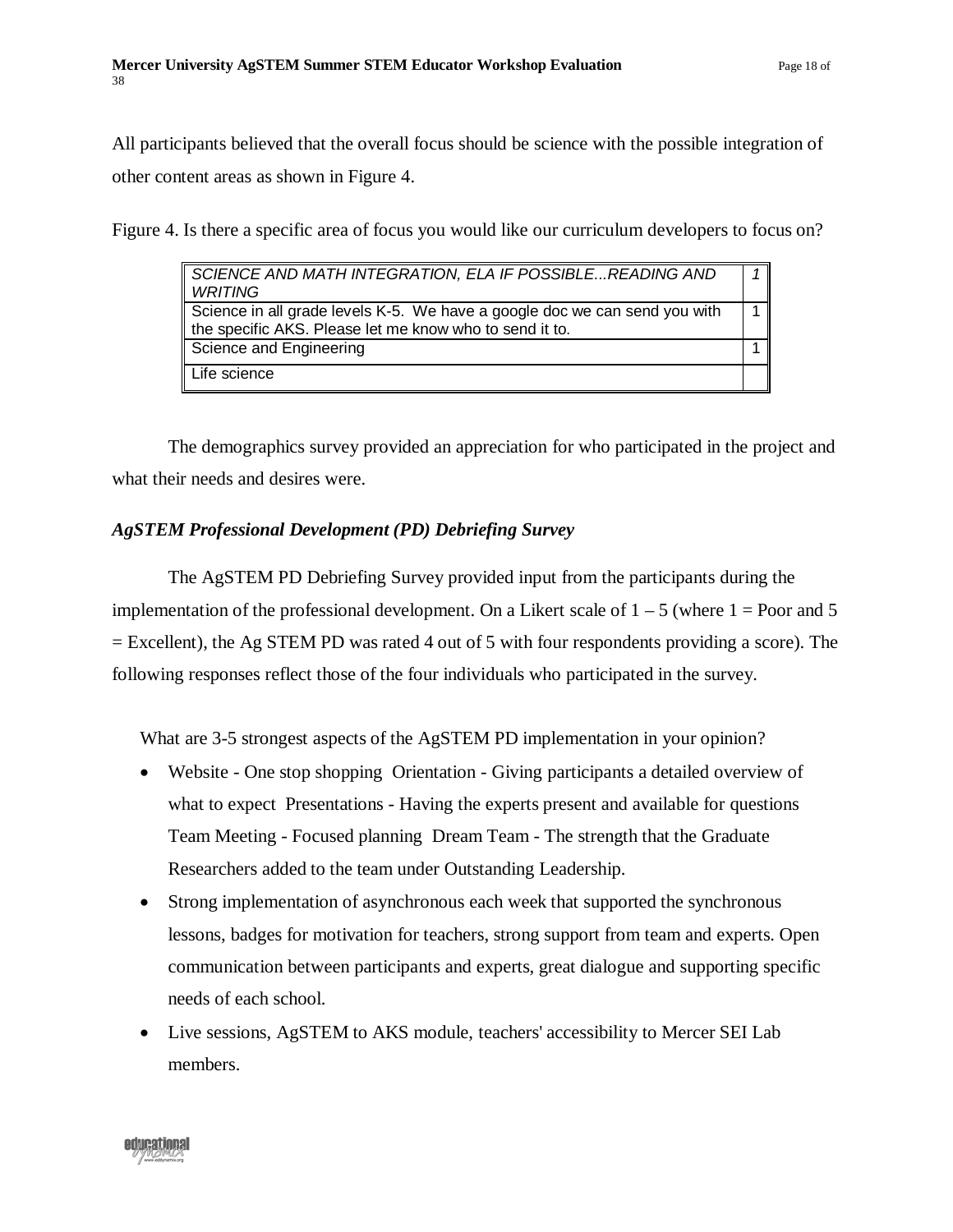All participants believed that the overall focus should be science with the possible integration of other content areas as shown in Figure 4.

Figure 4. Is there a specific area of focus you would like our curriculum developers to focus on?

| | |
|---|---|
| *SCIENCE AND MATH INTEGRATION, ELA IF POSSIBLE...READING AND WRITING* | *1* |
| Science in all grade levels K-5. We have a google doc we can send you with the specific AKS. Please let me know who to send it to. | 1 |
| Science and Engineering | 1 |
| Life science | |

The demographics survey provided an appreciation for who participated in the project and what their needs and desires were.

### *AgSTEM Professional Development (PD) Debriefing Survey*

The AgSTEM PD Debriefing Survey provided input from the participants during the implementation of the professional development. On a Likert scale of 1 – 5 (where 1 = Poor and 5 = Excellent), the Ag STEM PD was rated 4 out of 5 with four respondents providing a score). The following responses reflect those of the four individuals who participated in the survey.

What are 3-5 strongest aspects of the AgSTEM PD implementation in your opinion?

- Website - One stop shopping Orientation - Giving participants a detailed overview of what to expect Presentations - Having the experts present and available for questions Team Meeting - Focused planning Dream Team - The strength that the Graduate Researchers added to the team under Outstanding Leadership.
- Strong implementation of asynchronous each week that supported the synchronous lessons, badges for motivation for teachers, strong support from team and experts. Open communication between participants and experts, great dialogue and supporting specific needs of each school.
- Live sessions, AgSTEM to AKS module, teachers' accessibility to Mercer SEI Lab members.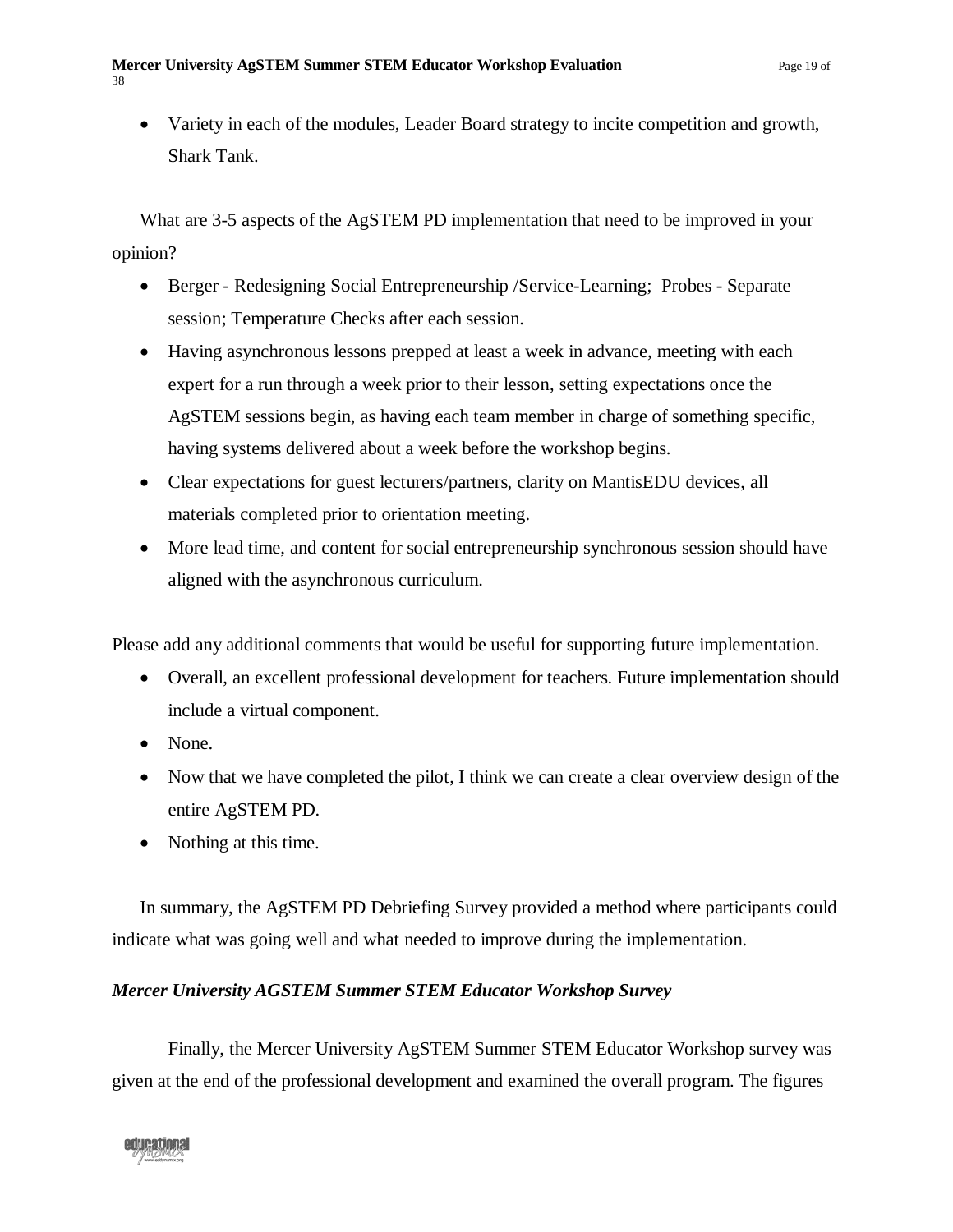- Variety in each of the modules, Leader Board strategy to incite competition and growth, Shark Tank.

What are 3-5 aspects of the AgSTEM PD implementation that need to be improved in your opinion?

- Berger - Redesigning Social Entrepreneurship /Service-Learning; Probes - Separate session; Temperature Checks after each session.
- Having asynchronous lessons prepped at least a week in advance, meeting with each expert for a run through a week prior to their lesson, setting expectations once the AgSTEM sessions begin, as having each team member in charge of something specific, having systems delivered about a week before the workshop begins.
- Clear expectations for guest lecturers/partners, clarity on MantisEDU devices, all materials completed prior to orientation meeting.
- More lead time, and content for social entrepreneurship synchronous session should have aligned with the asynchronous curriculum.

Please add any additional comments that would be useful for supporting future implementation.

- Overall, an excellent professional development for teachers. Future implementation should include a virtual component.
- None.
- Now that we have completed the pilot, I think we can create a clear overview design of the entire AgSTEM PD.
- Nothing at this time.

In summary, the AgSTEM PD Debriefing Survey provided a method where participants could indicate what was going well and what needed to improve during the implementation.

### *Mercer University AGSTEM Summer STEM Educator Workshop Survey*

Finally, the Mercer University AgSTEM Summer STEM Educator Workshop survey was given at the end of the professional development and examined the overall program. The figures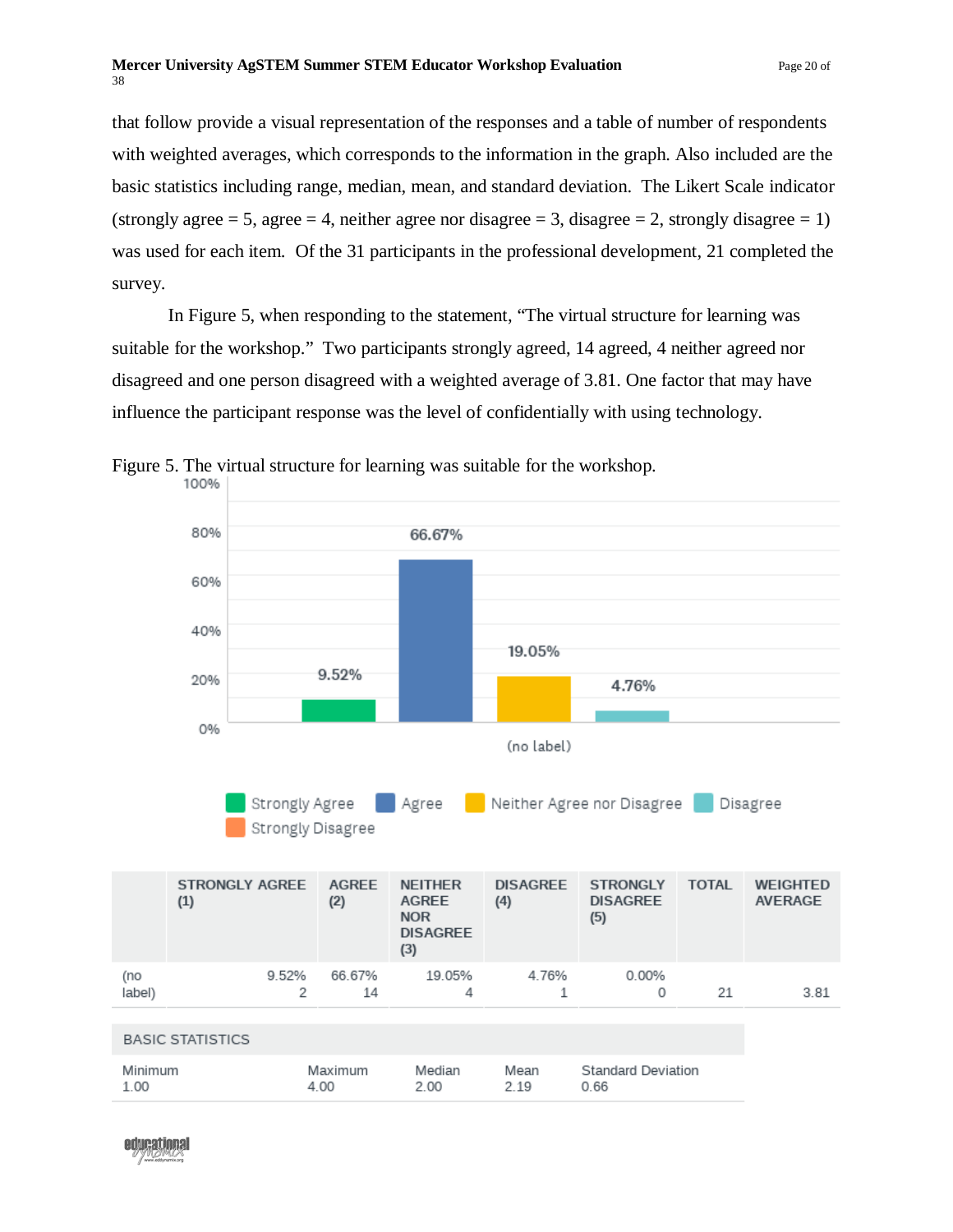that follow provide a visual representation of the responses and a table of number of respondents with weighted averages, which corresponds to the information in the graph. Also included are the basic statistics including range, median, mean, and standard deviation. The Likert Scale indicator (strongly agree = 5, agree = 4, neither agree nor disagree = 3, disagree = 2, strongly disagree = 1) was used for each item. Of the 31 participants in the professional development, 21 completed the survey.

In Figure 5, when responding to the statement, "The virtual structure for learning was suitable for the workshop." Two participants strongly agreed, 14 agreed, 4 neither agreed nor disagreed and one person disagreed with a weighted average of 3.81. One factor that may have influence the participant response was the level of confidentially with using technology.

Figure 5. The virtual structure for learning was suitable for the workshop.

|  | STRONGLY AGREE (1) | AGREE (2) | NEITHER AGREE NOR DISAGREE (3) | DISAGREE (4) | STRONGLY DISAGREE (5) | TOTAL | WEIGHTED AVERAGE |
|---|---|---|---|---|---|---|---|
| (no label) | 9.52% 2 | 66.67% 14 | 19.05% 4 | 4.76% 1 | 0.00% 0 | 21 | 3.81 |

| BASIC STATISTICS | | | | |
|---|---|---|---|---|
| Minimum 1.00 | Maximum 4.00 | Median 2.00 | Mean 2.19 | Standard Deviation 0.66 |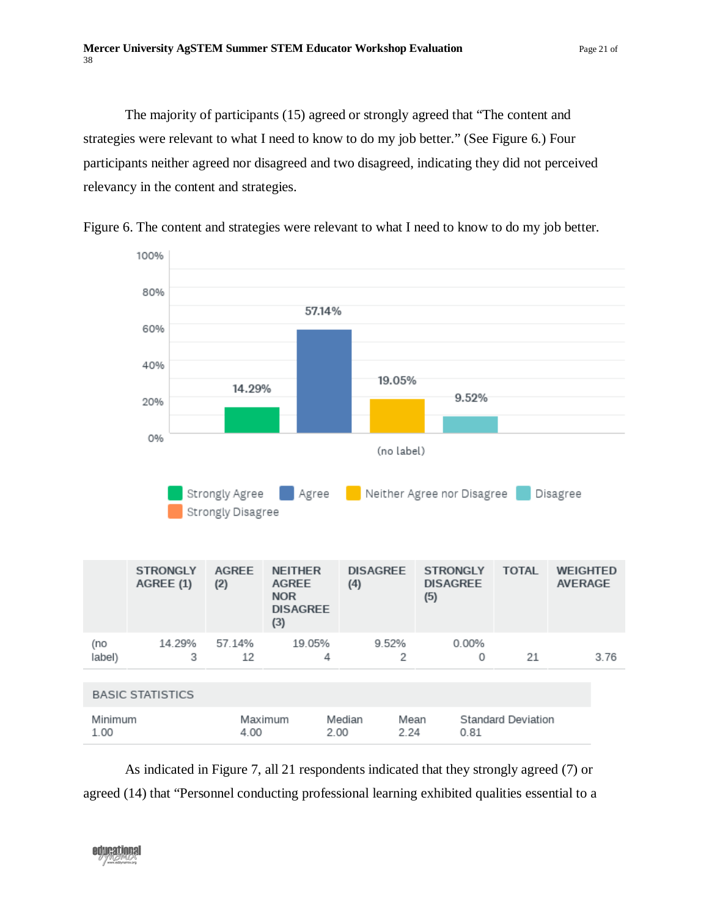The majority of participants (15) agreed or strongly agreed that “The content and strategies were relevant to what I need to know to do my job better.” (See Figure 6.) Four participants neither agreed nor disagreed and two disagreed, indicating they did not perceived relevancy in the content and strategies.

Figure 6. The content and strategies were relevant to what I need to know to do my job better.

| | STRONGLY AGREE (1) | AGREE (2) | NEITHER AGREE NOR DISAGREE (3) | DISAGREE (4) | STRONGLY DISAGREE (5) | TOTAL | WEIGHTED AVERAGE |
|---|---|---|---|---|---|---|---|
| (no label) | 14.29% 3 | 57.14% 12 | 19.05% 4 | 9.52% 2 | 0.00% 0 | 21 | 3.76 |

| BASIC STATISTICS | | | | |
|---|---|---|---|---|
| Minimum 1.00 | Maximum 4.00 | Median 2.00 | Mean 2.24 | Standard Deviation 0.81 |

As indicated in Figure 7, all 21 respondents indicated that they strongly agreed (7) or agreed (14) that “Personnel conducting professional learning exhibited qualities essential to a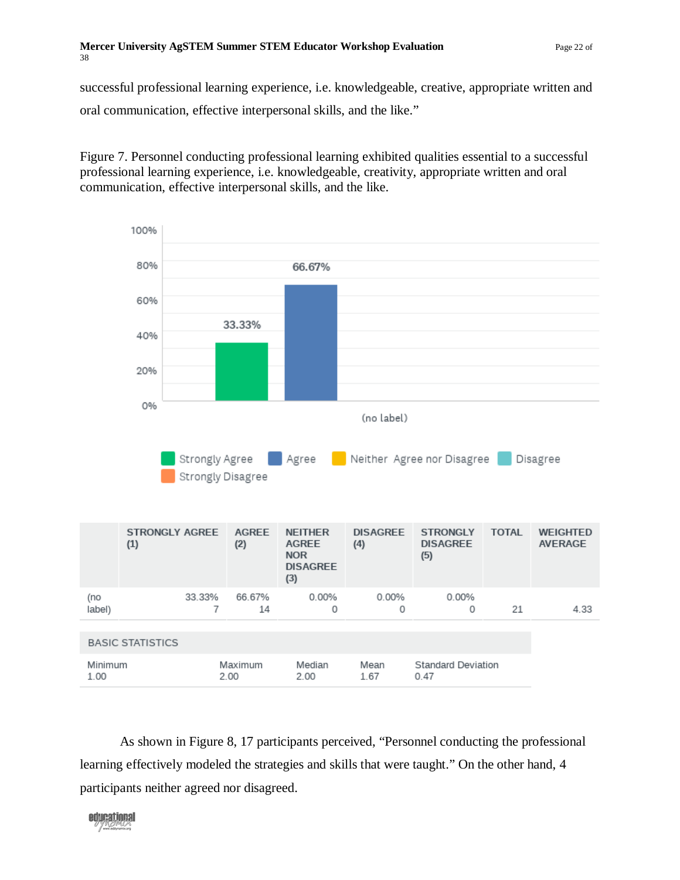successful professional learning experience, i.e. knowledgeable, creative, appropriate written and oral communication, effective interpersonal skills, and the like."

Figure 7. Personnel conducting professional learning exhibited qualities essential to a successful professional learning experience, i.e. knowledgeable, creativity, appropriate written and oral communication, effective interpersonal skills, and the like.

| | STRONGLY AGREE (1) | AGREE (2) | NEITHER AGREE NOR DISAGREE (3) | DISAGREE (4) | STRONGLY DISAGREE (5) | TOTAL | WEIGHTED AVERAGE |
|---|---|---|---|---|---|---|---|
| (no label) | 33.33% 7 | 66.67% 14 | 0.00% 0 | 0.00% 0 | 0.00% 0 | 21 | 4.33 |

| BASIC STATISTICS | | | | |
|---|---|---|---|---|
| Minimum 1.00 | Maximum 2.00 | Median 2.00 | Mean 1.67 | Standard Deviation 0.47 |

As shown in Figure 8, 17 participants perceived, "Personnel conducting the professional learning effectively modeled the strategies and skills that were taught." On the other hand, 4 participants neither agreed nor disagreed.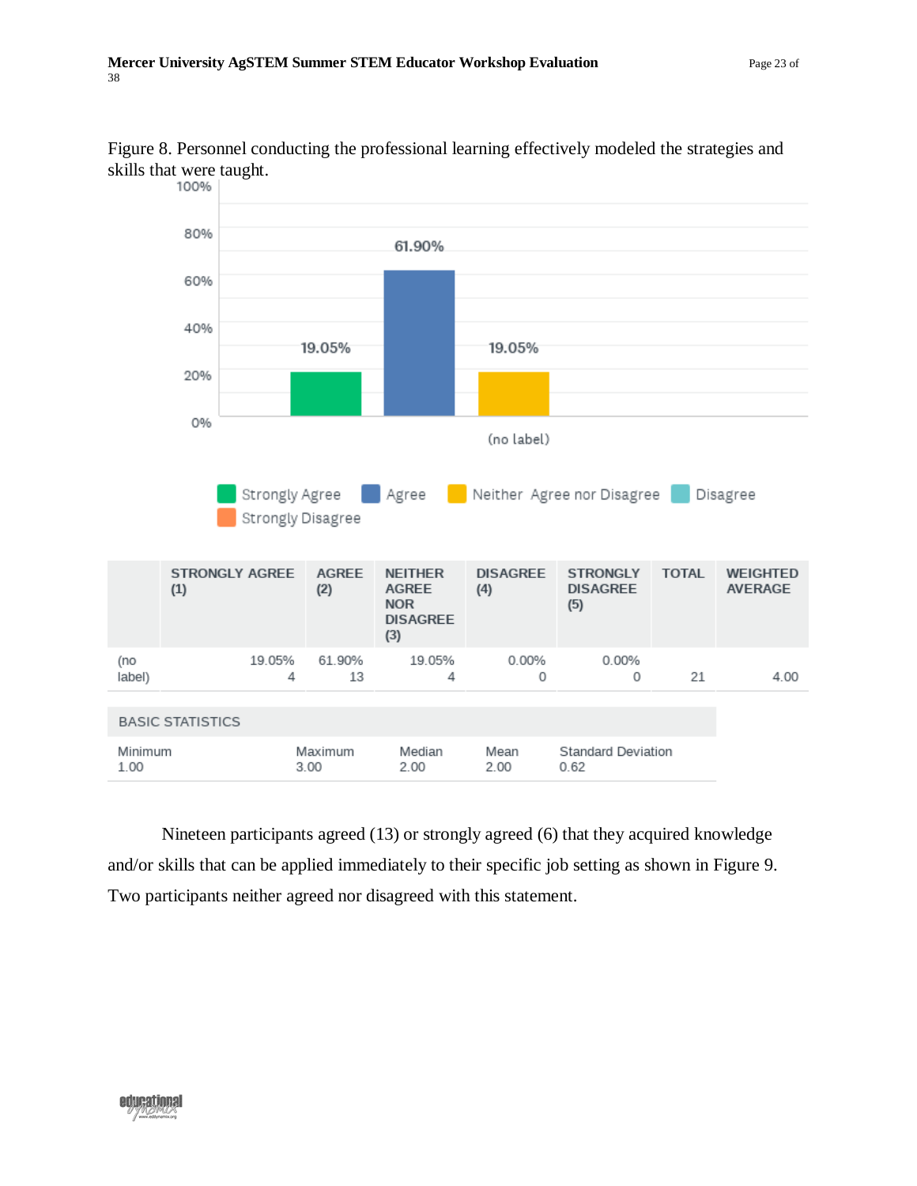Figure 8. Personnel conducting the professional learning effectively modeled the strategies and skills that were taught.

| | STRONGLY AGREE (1) | AGREE (2) | NEITHER AGREE NOR DISAGREE (3) | DISAGREE (4) | STRONGLY DISAGREE (5) | TOTAL | WEIGHTED AVERAGE |
|---|---|---|---|---|---|---|---|
| (no label) | 19.05% 4 | 61.90% 13 | 19.05% 4 | 0.00% 0 | 0.00% 0 | 21 | 4.00 |

| BASIC STATISTICS | | | | |
|---|---|---|---|---|
| Minimum | Maximum | Median | Mean | Standard Deviation |
| 1.00 | 3.00 | 2.00 | 2.00 | 0.62 |

Nineteen participants agreed (13) or strongly agreed (6) that they acquired knowledge and/or skills that can be applied immediately to their specific job setting as shown in Figure 9. Two participants neither agreed nor disagreed with this statement.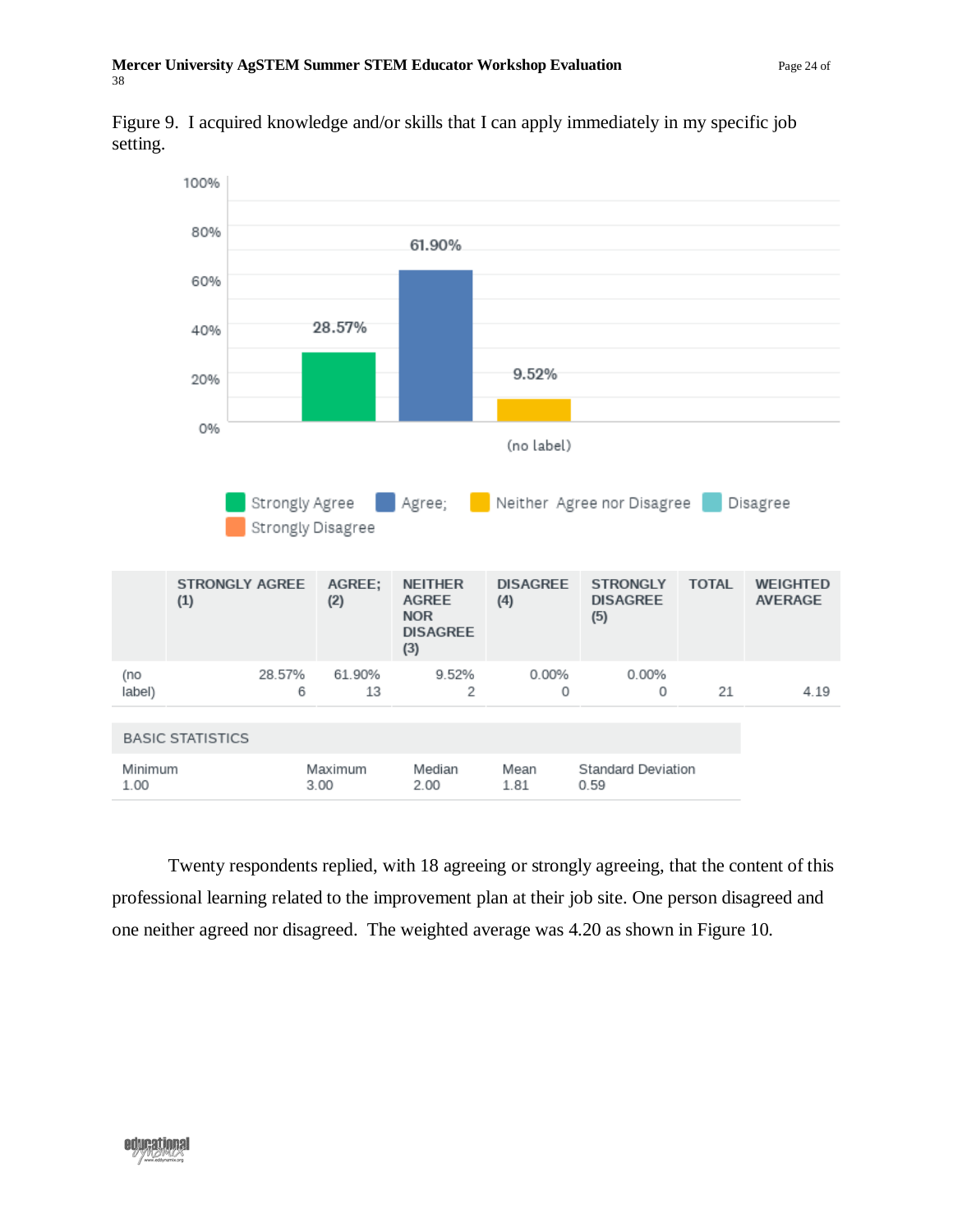Figure 9. I acquired knowledge and/or skills that I can apply immediately in my specific job setting.

| | STRONGLY AGREE (1) | AGREE; (2) | NEITHER AGREE NOR DISAGREE (3) | DISAGREE (4) | STRONGLY DISAGREE (5) | TOTAL | WEIGHTED AVERAGE |
|---|---|---|---|---|---|---|---|
| (no label) | 28.57% 6 | 61.90% 13 | 9.52% 2 | 0.00% 0 | 0.00% 0 | 21 | 4.19 |

| BASIC STATISTICS | | | | |
|---|---|---|---|---|
| Minimum 1.00 | Maximum 3.00 | Median 2.00 | Mean 1.81 | Standard Deviation 0.59 |

Twenty respondents replied, with 18 agreeing or strongly agreeing, that the content of this professional learning related to the improvement plan at their job site. One person disagreed and one neither agreed nor disagreed. The weighted average was 4.20 as shown in Figure 10.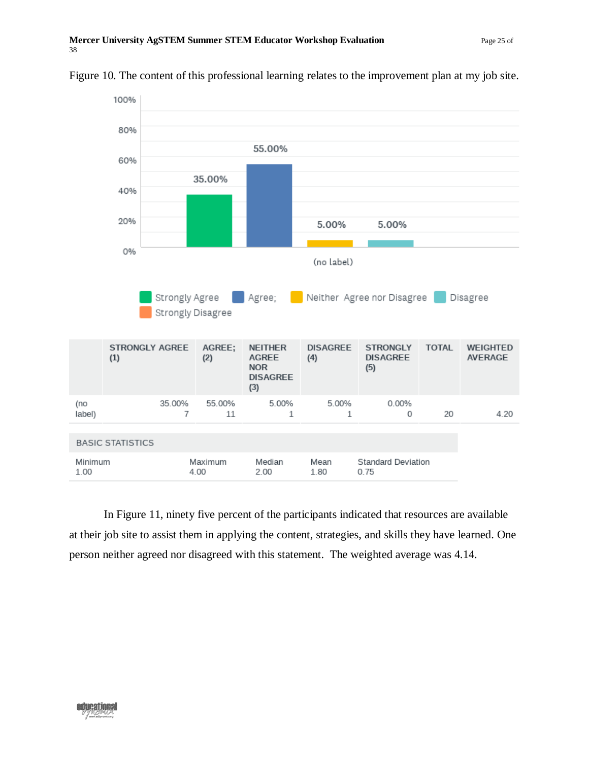Figure 10. The content of this professional learning relates to the improvement plan at my job site.

| | STRONGLY AGREE (1) | AGREE; (2) | NEITHER AGREE NOR DISAGREE (3) | DISAGREE (4) | STRONGLY DISAGREE (5) | TOTAL | WEIGHTED AVERAGE |
|---|---|---|---|---|---|---|---|
| (no label) | 35.00% 7 | 55.00% 11 | 5.00% 1 | 5.00% 1 | 0.00% 0 | 20 | 4.20 |

| BASIC STATISTICS | | | | |
|---|---|---|---|---|
| Minimum | Maximum | Median | Mean | Standard Deviation |
| 1.00 | 4.00 | 2.00 | 1.80 | 0.75 |

In Figure 11, ninety five percent of the participants indicated that resources are available at their job site to assist them in applying the content, strategies, and skills they have learned. One person neither agreed nor disagreed with this statement. The weighted average was 4.14.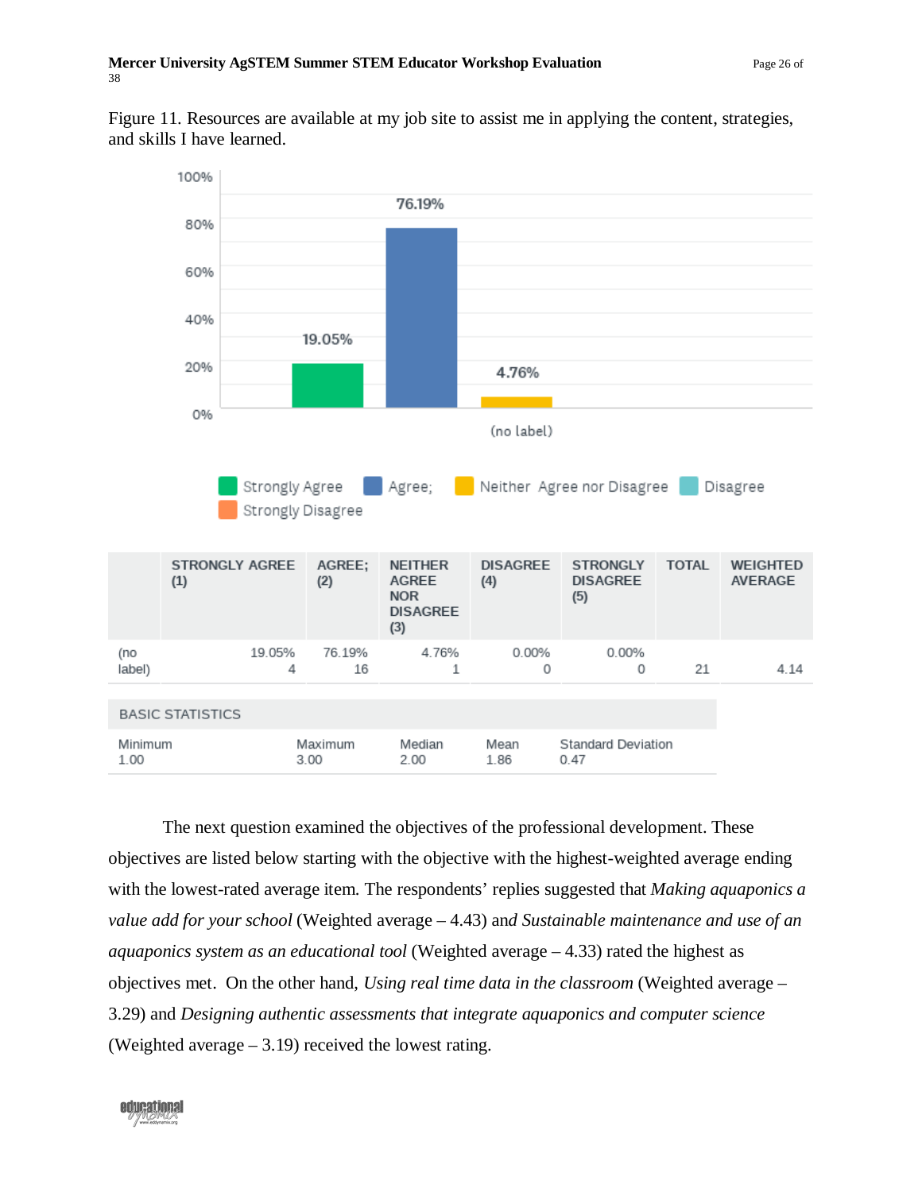Figure 11. Resources are available at my job site to assist me in applying the content, strategies, and skills I have learned.

| | STRONGLY AGREE (1) | AGREE; (2) | NEITHER AGREE NOR DISAGREE (3) | DISAGREE (4) | STRONGLY DISAGREE (5) | TOTAL | WEIGHTED AVERAGE |
|---|---|---|---|---|---|---|---|
| (no label) | 19.05%<br>4 | 76.19%<br>16 | 4.76%<br>1 | 0.00%<br>0 | 0.00%<br>0 | 21 | 4.14 |

| BASIC STATISTICS | | | | |
|---|---|---|---|---|
| Minimum<br>1.00 | Maximum<br>3.00 | Median<br>2.00 | Mean<br>1.86 | Standard Deviation<br>0.47 |

The next question examined the objectives of the professional development. These objectives are listed below starting with the objective with the highest-weighted average ending with the lowest-rated average item. The respondents' replies suggested that *Making aquaponics a value add for your school* (Weighted average – 4.43) and *Sustainable maintenance and use of an aquaponics system as an educational tool* (Weighted average – 4.33) rated the highest as objectives met. On the other hand, *Using real time data in the classroom* (Weighted average – 3.29) and *Designing authentic assessments that integrate aquaponics and computer science* (Weighted average – 3.19) received the lowest rating.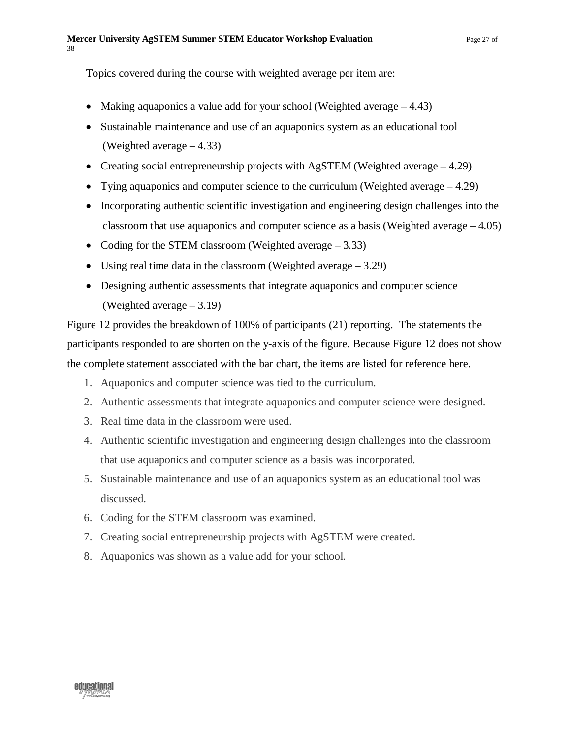Topics covered during the course with weighted average per item are:

- Making aquaponics a value add for your school (Weighted average – 4.43)
- Sustainable maintenance and use of an aquaponics system as an educational tool (Weighted average – 4.33)
- Creating social entrepreneurship projects with AgSTEM (Weighted average – 4.29)
- Tying aquaponics and computer science to the curriculum (Weighted average – 4.29)
- Incorporating authentic scientific investigation and engineering design challenges into the classroom that use aquaponics and computer science as a basis (Weighted average – 4.05)
- Coding for the STEM classroom (Weighted average – 3.33)
- Using real time data in the classroom (Weighted average – 3.29)
- Designing authentic assessments that integrate aquaponics and computer science (Weighted average – 3.19)

Figure 12 provides the breakdown of 100% of participants (21) reporting. The statements the participants responded to are shorten on the y-axis of the figure. Because Figure 12 does not show the complete statement associated with the bar chart, the items are listed for reference here.

1. Aquaponics and computer science was tied to the curriculum.
2. Authentic assessments that integrate aquaponics and computer science were designed.
3. Real time data in the classroom were used.
4. Authentic scientific investigation and engineering design challenges into the classroom that use aquaponics and computer science as a basis was incorporated.
5. Sustainable maintenance and use of an aquaponics system as an educational tool was discussed.
6. Coding for the STEM classroom was examined.
7. Creating social entrepreneurship projects with AgSTEM were created.
8. Aquaponics was shown as a value add for your school.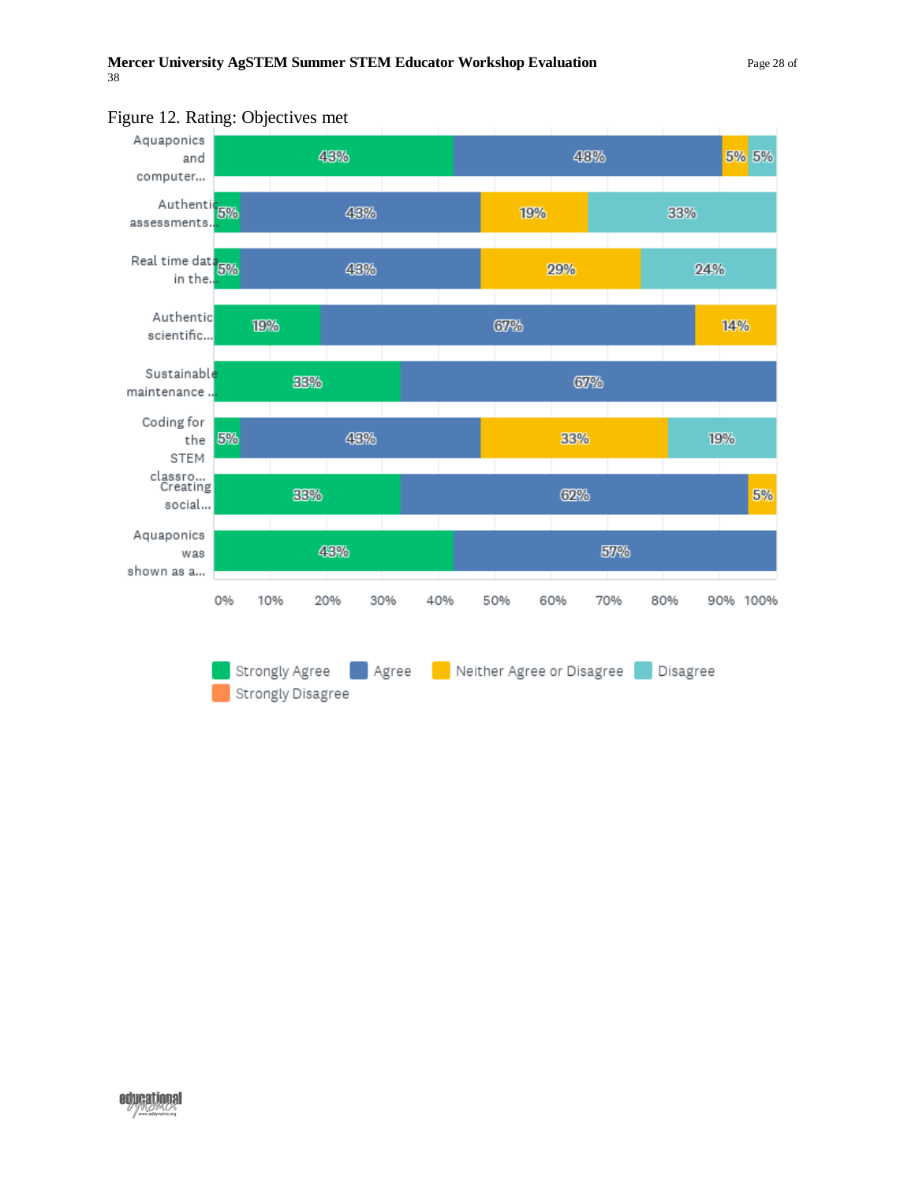Figure 12. Rating: Objectives met

| | Strongly Agree | Agree | Neither Agree or Disagree | Disagree | Strongly Disagree |
|---|---|---|---|---|---|
| Aquaponics and computer... | 43% | 48% | 5% | 5% | |
| Authentic assessments... | 5% | 43% | 19% | 33% | |
| Real time data in the... | 5% | 43% | 29% | 24% | |
| Authentic scientific... | 19% | 67% | 14% | | |
| Sustainable maintenance ... | 33% | 67% | | | |
| Coding for the STEM classro... | 5% | 43% | 33% | 19% | |
| Creating social... | 33% | 62% | 5% | | |
| Aquaponics was shown as a... | 43% | 57% | | | |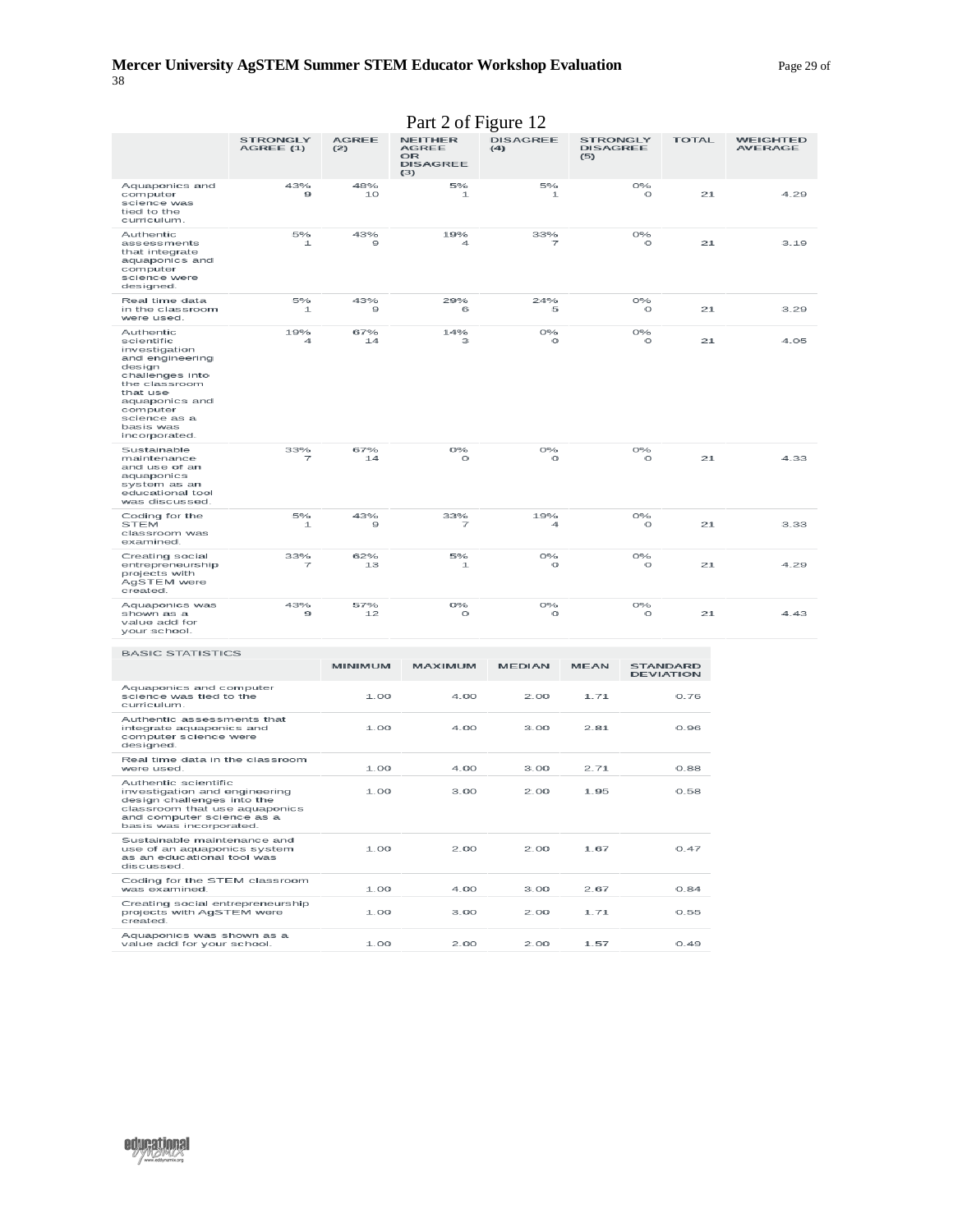Part 2 of Figure 12

| | STRONGLY AGREE (1) | AGREE (2) | NEITHER AGREE OR DISAGREE (3) | DISAGREE (4) | STRONGLY DISAGREE (5) | TOTAL | WEIGHTED AVERAGE |
|---|---|---|---|---|---|---|---|
| Aquaponics and computer science was tied to the curriculum. | 43% 9 | 48% 10 | 5% 1 | 5% 1 | 0% 0 | 21 | 4.29 |
| Authentic assessments that integrate aquaponics and computer science were designed. | 5% 1 | 43% 9 | 19% 4 | 33% 7 | 0% 0 | 21 | 3.19 |
| Real time data in the classroom were used. | 5% 1 | 43% 9 | 29% 6 | 24% 5 | 0% 0 | 21 | 3.29 |
| Authentic scientific investigation and engineering design challenges into the classroom that use aquaponics and computer science as a basis was incorporated. | 19% 4 | 67% 14 | 14% 3 | 0% 0 | 0% 0 | 21 | 4.05 |
| Sustainable maintenance and use of an aquaponics system as an educational tool was discussed. | 33% 7 | 67% 14 | 0% 0 | 0% 0 | 0% 0 | 21 | 4.33 |
| Coding for the STEM classroom was examined. | 5% 1 | 43% 9 | 33% 7 | 19% 4 | 0% 0 | 21 | 3.33 |
| Creating social entrepreneurship projects with AgSTEM were created. | 33% 7 | 62% 13 | 5% 1 | 0% 0 | 0% 0 | 21 | 4.29 |
| Aquaponics was shown as a value add for your school. | 43% 9 | 57% 12 | 0% 0 | 0% 0 | 0% 0 | 21 | 4.43 |

BASIC STATISTICS

| | MINIMUM | MAXIMUM | MEDIAN | MEAN | STANDARD DEVIATION |
|---|---|---|---|---|---|
| Aquaponics and computer science was tied to the curriculum. | 1.00 | 4.00 | 2.00 | 1.71 | 0.76 |
| Authentic assessments that integrate aquaponics and computer science were designed. | 1.00 | 4.00 | 3.00 | 2.81 | 0.96 |
| Real time data in the classroom were used. | 1.00 | 4.00 | 3.00 | 2.71 | 0.88 |
| Authentic scientific investigation and engineering design challenges into the classroom that use aquaponics and computer science as a basis was incorporated. | 1.00 | 3.00 | 2.00 | 1.95 | 0.58 |
| Sustainable maintenance and use of an aquaponics system as an educational tool was discussed. | 1.00 | 2.00 | 2.00 | 1.67 | 0.47 |
| Coding for the STEM classroom was examined. | 1.00 | 4.00 | 3.00 | 2.67 | 0.84 |
| Creating social entrepreneurship projects with AgSTEM were created. | 1.00 | 3.00 | 2.00 | 1.71 | 0.55 |
| Aquaponics was shown as a value add for your school. | 1.00 | 2.00 | 2.00 | 1.57 | 0.49 |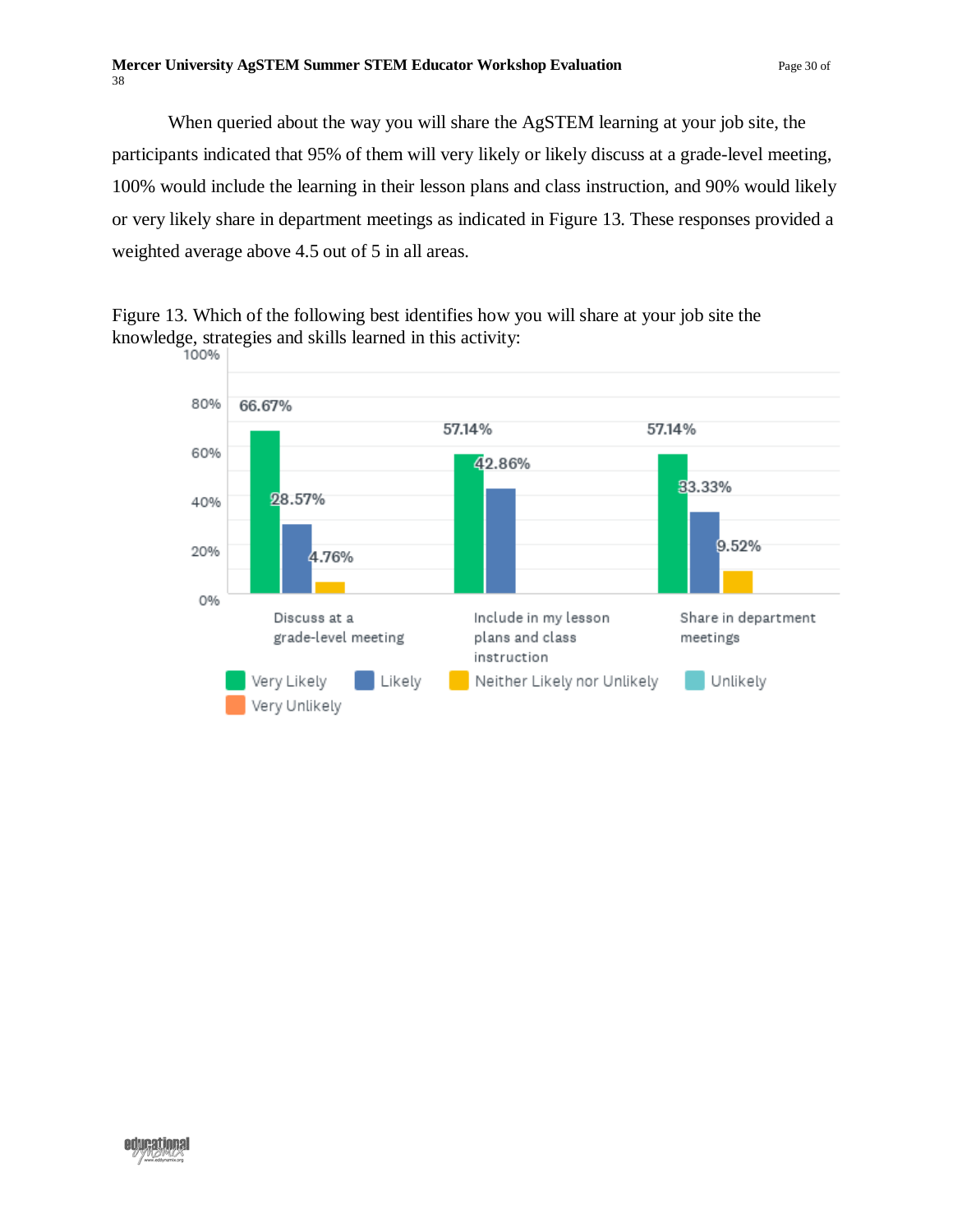When queried about the way you will share the AgSTEM learning at your job site, the participants indicated that 95% of them will very likely or likely discuss at a grade-level meeting, 100% would include the learning in their lesson plans and class instruction, and 90% would likely or very likely share in department meetings as indicated in Figure 13. These responses provided a weighted average above 4.5 out of 5 in all areas.

Figure 13. Which of the following best identifies how you will share at your job site the knowledge, strategies and skills learned in this activity:

| | Very Likely | Likely | Neither Likely nor Unlikely | Unlikely | Very Unlikely |
|---|---|---|---|---|---|
| Discuss at a grade-level meeting | 66.67% | 28.57% | 4.76% | | |
| Include in my lesson plans and class instruction | 57.14% | 42.86% | | | |
| Share in department meetings | 57.14% | 33.33% | 9.52% | | |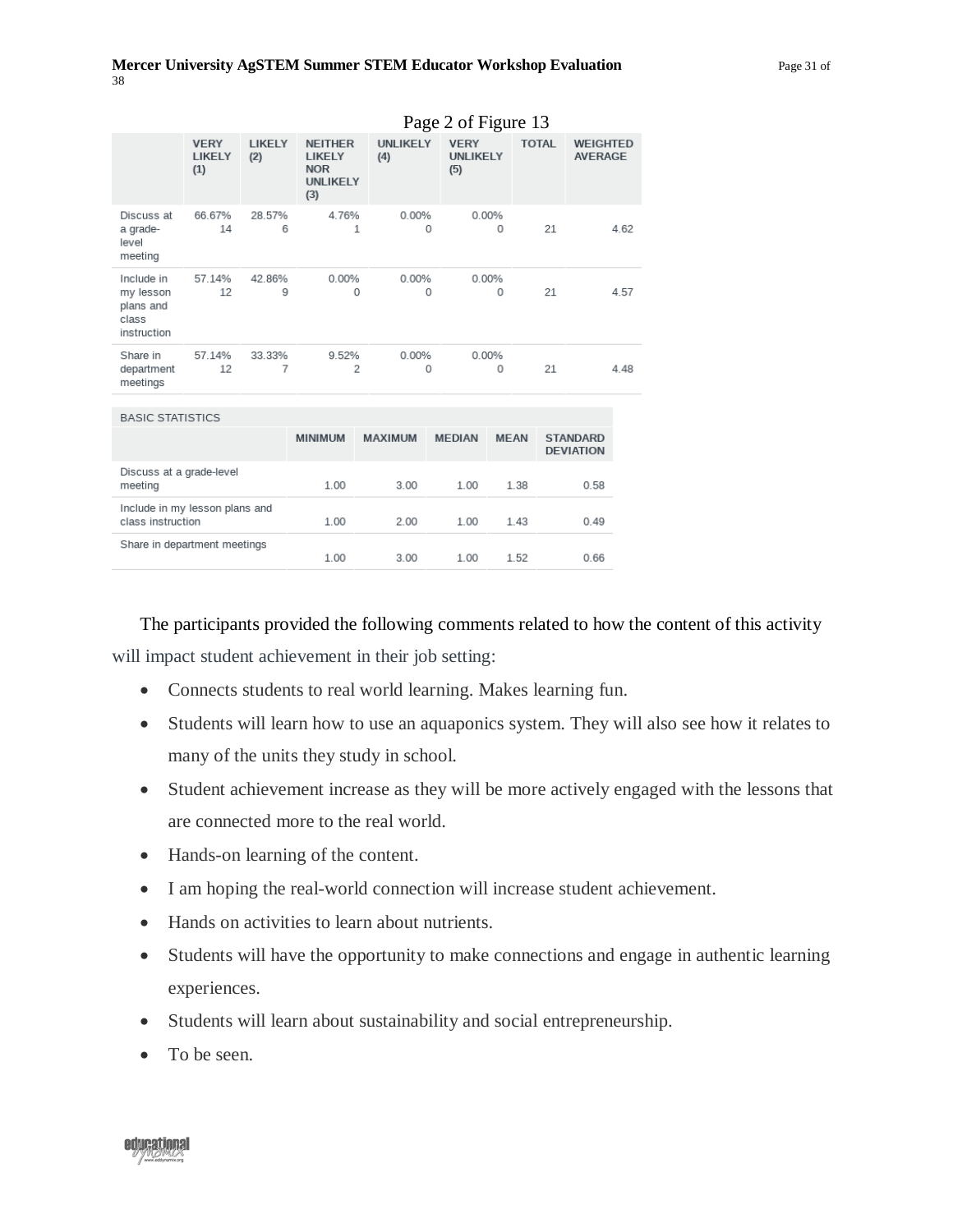Page 2 of Figure 13

| | VERY LIKELY (1) | LIKELY (2) | NEITHER LIKELY NOR UNLIKELY (3) | UNLIKELY (4) | VERY UNLIKELY (5) | TOTAL | WEIGHTED AVERAGE |
|---|---|---|---|---|---|---|---|
| Discuss at a grade-level meeting | 66.67% 14 | 28.57% 6 | 4.76% 1 | 0.00% 0 | 0.00% 0 | 21 | 4.62 |
| Include in my lesson plans and class instruction | 57.14% 12 | 42.86% 9 | 0.00% 0 | 0.00% 0 | 0.00% 0 | 21 | 4.57 |
| Share in department meetings | 57.14% 12 | 33.33% 7 | 9.52% 2 | 0.00% 0 | 0.00% 0 | 21 | 4.48 |

| BASIC STATISTICS | MINIMUM | MAXIMUM | MEDIAN | MEAN | STANDARD DEVIATION |
|---|---|---|---|---|---|
| Discuss at a grade-level meeting | 1.00 | 3.00 | 1.00 | 1.38 | 0.58 |
| Include in my lesson plans and class instruction | 1.00 | 2.00 | 1.00 | 1.43 | 0.49 |
| Share in department meetings | 1.00 | 3.00 | 1.00 | 1.52 | 0.66 |

The participants provided the following comments related to how the content of this activity will impact student achievement in their job setting:

- Connects students to real world learning. Makes learning fun.
- Students will learn how to use an aquaponics system. They will also see how it relates to many of the units they study in school.
- Student achievement increase as they will be more actively engaged with the lessons that are connected more to the real world.
- Hands-on learning of the content.
- I am hoping the real-world connection will increase student achievement.
- Hands on activities to learn about nutrients.
- Students will have the opportunity to make connections and engage in authentic learning experiences.
- Students will learn about sustainability and social entrepreneurship.
- To be seen.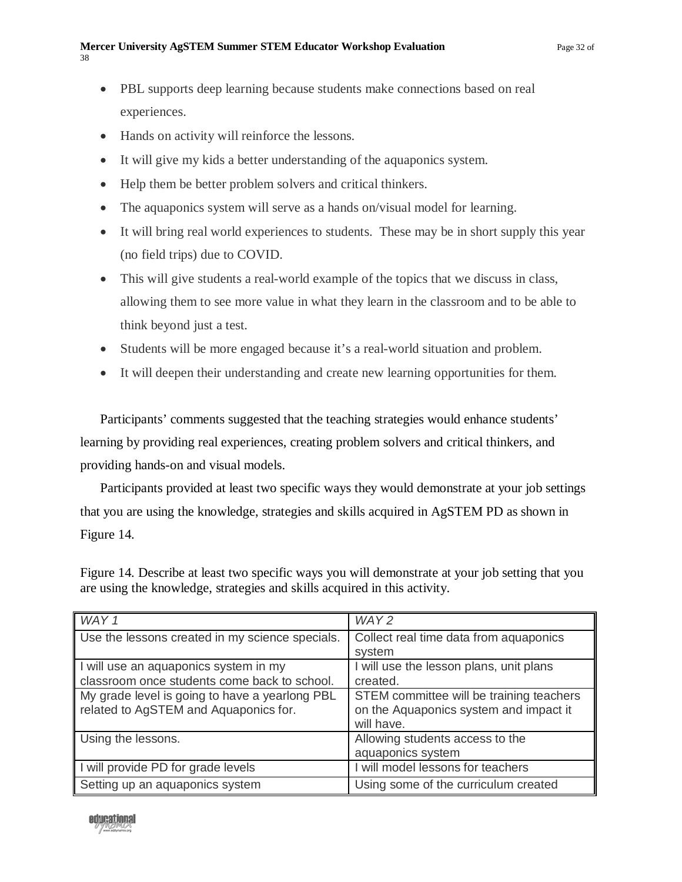- PBL supports deep learning because students make connections based on real experiences.
- Hands on activity will reinforce the lessons.
- It will give my kids a better understanding of the aquaponics system.
- Help them be better problem solvers and critical thinkers.
- The aquaponics system will serve as a hands on/visual model for learning.
- It will bring real world experiences to students. These may be in short supply this year (no field trips) due to COVID.
- This will give students a real-world example of the topics that we discuss in class, allowing them to see more value in what they learn in the classroom and to be able to think beyond just a test.
- Students will be more engaged because it's a real-world situation and problem.
- It will deepen their understanding and create new learning opportunities for them.

Participants' comments suggested that the teaching strategies would enhance students' learning by providing real experiences, creating problem solvers and critical thinkers, and providing hands-on and visual models.

Participants provided at least two specific ways they would demonstrate at your job settings that you are using the knowledge, strategies and skills acquired in AgSTEM PD as shown in Figure 14.

Figure 14. Describe at least two specific ways you will demonstrate at your job setting that you are using the knowledge, strategies and skills acquired in this activity.

| *WAY 1* | *WAY 2* |
|---|---|
| Use the lessons created in my science specials. | Collect real time data from aquaponics system |
| I will use an aquaponics system in my classroom once students come back to school. | I will use the lesson plans, unit plans created. |
| My grade level is going to have a yearlong PBL related to AgSTEM and Aquaponics for. | STEM committee will be training teachers on the Aquaponics system and impact it will have. |
| Using the lessons. | Allowing students access to the aquaponics system |
| I will provide PD for grade levels | I will model lessons for teachers |
| Setting up an aquaponics system | Using some of the curriculum created |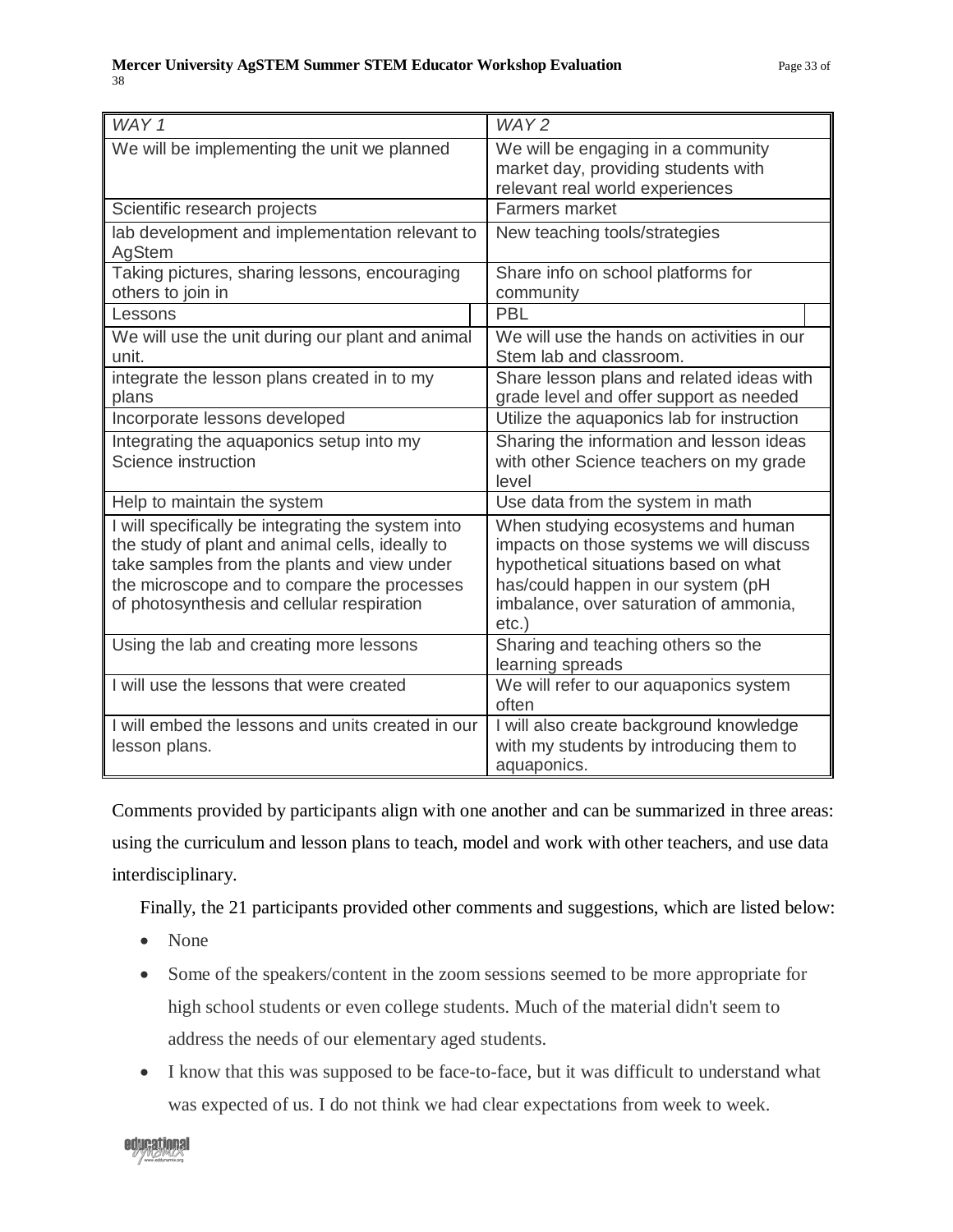| WAY 1 | WAY 2 |
|---|---|
| We will be implementing the unit we planned | We will be engaging in a community market day, providing students with relevant real world experiences |
| Scientific research projects | Farmers market |
| lab development and implementation relevant to AgStem | New teaching tools/strategies |
| Taking pictures, sharing lessons, encouraging others to join in | Share info on school platforms for community |
| Lessons | PBL |
| We will use the unit during our plant and animal unit. | We will use the hands on activities in our Stem lab and classroom. |
| integrate the lesson plans created in to my plans | Share lesson plans and related ideas with grade level and offer support as needed |
| Incorporate lessons developed | Utilize the aquaponics lab for instruction |
| Integrating the aquaponics setup into my Science instruction | Sharing the information and lesson ideas with other Science teachers on my grade level |
| Help to maintain the system | Use data from the system in math |
| I will specifically be integrating the system into the study of plant and animal cells, ideally to take samples from the plants and view under the microscope and to compare the processes of photosynthesis and cellular respiration | When studying ecosystems and human impacts on those systems we will discuss hypothetical situations based on what has/could happen in our system (pH imbalance, over saturation of ammonia, etc.) |
| Using the lab and creating more lessons | Sharing and teaching others so the learning spreads |
| I will use the lessons that were created | We will refer to our aquaponics system often |
| I will embed the lessons and units created in our lesson plans. | I will also create background knowledge with my students by introducing them to aquaponics. |

Comments provided by participants align with one another and can be summarized in three areas: using the curriculum and lesson plans to teach, model and work with other teachers, and use data interdisciplinary.

Finally, the 21 participants provided other comments and suggestions, which are listed below:

- None
- Some of the speakers/content in the zoom sessions seemed to be more appropriate for high school students or even college students. Much of the material didn't seem to address the needs of our elementary aged students.
- I know that this was supposed to be face-to-face, but it was difficult to understand what was expected of us. I do not think we had clear expectations from week to week.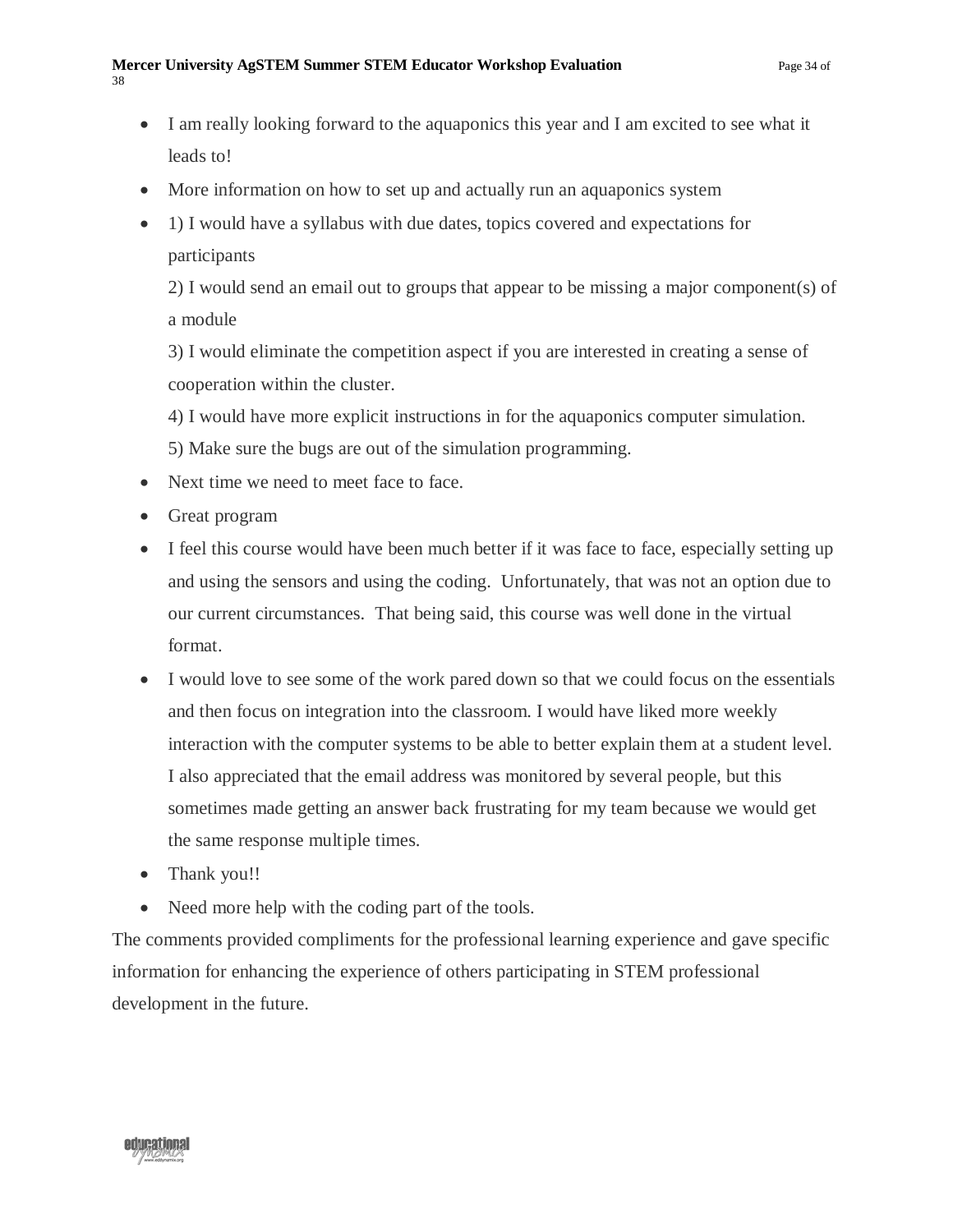- I am really looking forward to the aquaponics this year and I am excited to see what it leads to!
- More information on how to set up and actually run an aquaponics system
- 1) I would have a syllabus with due dates, topics covered and expectations for participants

  2) I would send an email out to groups that appear to be missing a major component(s) of a module

  3) I would eliminate the competition aspect if you are interested in creating a sense of cooperation within the cluster.

  4) I would have more explicit instructions in for the aquaponics computer simulation.

  5) Make sure the bugs are out of the simulation programming.
- Next time we need to meet face to face.
- Great program
- I feel this course would have been much better if it was face to face, especially setting up and using the sensors and using the coding. Unfortunately, that was not an option due to our current circumstances. That being said, this course was well done in the virtual format.
- I would love to see some of the work pared down so that we could focus on the essentials and then focus on integration into the classroom. I would have liked more weekly interaction with the computer systems to be able to better explain them at a student level. I also appreciated that the email address was monitored by several people, but this sometimes made getting an answer back frustrating for my team because we would get the same response multiple times.
- Thank you!!
- Need more help with the coding part of the tools.

The comments provided compliments for the professional learning experience and gave specific information for enhancing the experience of others participating in STEM professional development in the future.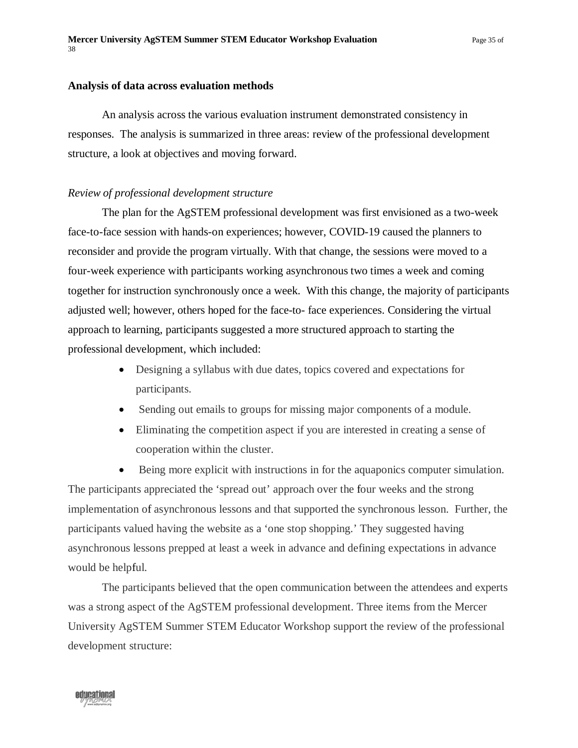**Analysis of data across evaluation methods**

An analysis across the various evaluation instrument demonstrated consistency in responses. The analysis is summarized in three areas: review of the professional development structure, a look at objectives and moving forward.

*Review of professional development structure*

The plan for the AgSTEM professional development was first envisioned as a two-week face-to-face session with hands-on experiences; however, COVID-19 caused the planners to reconsider and provide the program virtually. With that change, the sessions were moved to a four-week experience with participants working asynchronous two times a week and coming together for instruction synchronously once a week. With this change, the majority of participants adjusted well; however, others hoped for the face-to- face experiences. Considering the virtual approach to learning, participants suggested a more structured approach to starting the professional development, which included:

- Designing a syllabus with due dates, topics covered and expectations for participants.
- Sending out emails to groups for missing major components of a module.
- Eliminating the competition aspect if you are interested in creating a sense of cooperation within the cluster.
- Being more explicit with instructions in for the aquaponics computer simulation.

The participants appreciated the 'spread out' approach over the four weeks and the strong implementation of asynchronous lessons and that supported the synchronous lesson. Further, the participants valued having the website as a 'one stop shopping.' They suggested having asynchronous lessons prepped at least a week in advance and defining expectations in advance would be helpful.

The participants believed that the open communication between the attendees and experts was a strong aspect of the AgSTEM professional development. Three items from the Mercer University AgSTEM Summer STEM Educator Workshop support the review of the professional development structure: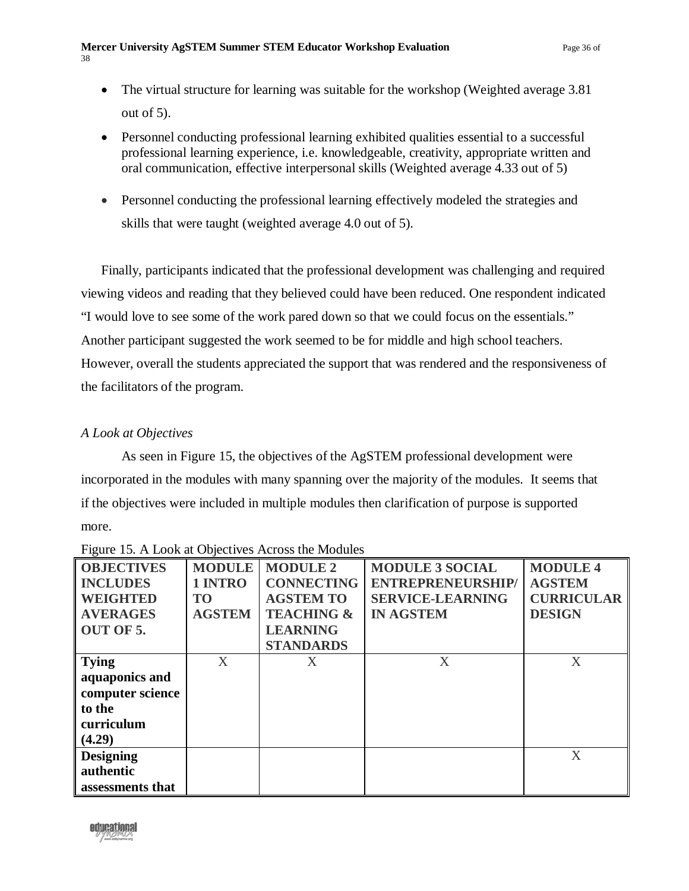- The virtual structure for learning was suitable for the workshop (Weighted average 3.81 out of 5).
- Personnel conducting professional learning exhibited qualities essential to a successful professional learning experience, i.e. knowledgeable, creativity, appropriate written and oral communication, effective interpersonal skills (Weighted average 4.33 out of 5)
- Personnel conducting the professional learning effectively modeled the strategies and skills that were taught (weighted average 4.0 out of 5).

Finally, participants indicated that the professional development was challenging and required viewing videos and reading that they believed could have been reduced. One respondent indicated "I would love to see some of the work pared down so that we could focus on the essentials." Another participant suggested the work seemed to be for middle and high school teachers. However, overall the students appreciated the support that was rendered and the responsiveness of the facilitators of the program.

*A Look at Objectives*

As seen in Figure 15, the objectives of the AgSTEM professional development were incorporated in the modules with many spanning over the majority of the modules. It seems that if the objectives were included in multiple modules then clarification of purpose is supported more.

Figure 15. A Look at Objectives Across the Modules

| **OBJECTIVES INCLUDES WEIGHTED AVERAGES OUT OF 5.** | **MODULE 1 INTRO TO AGSTEM** | **MODULE 2 CONNECTING AGSTEM TO TEACHING & LEARNING STANDARDS** | **MODULE 3 SOCIAL ENTREPRENEURSHIP/ SERVICE-LEARNING IN AGSTEM** | **MODULE 4 AGSTEM CURRICULAR DESIGN** |
|---|---|---|---|---|
| **Tying aquaponics and computer science to the curriculum (4.29)** | X | X | X | X |
| **Designing authentic assessments that** | | | | X |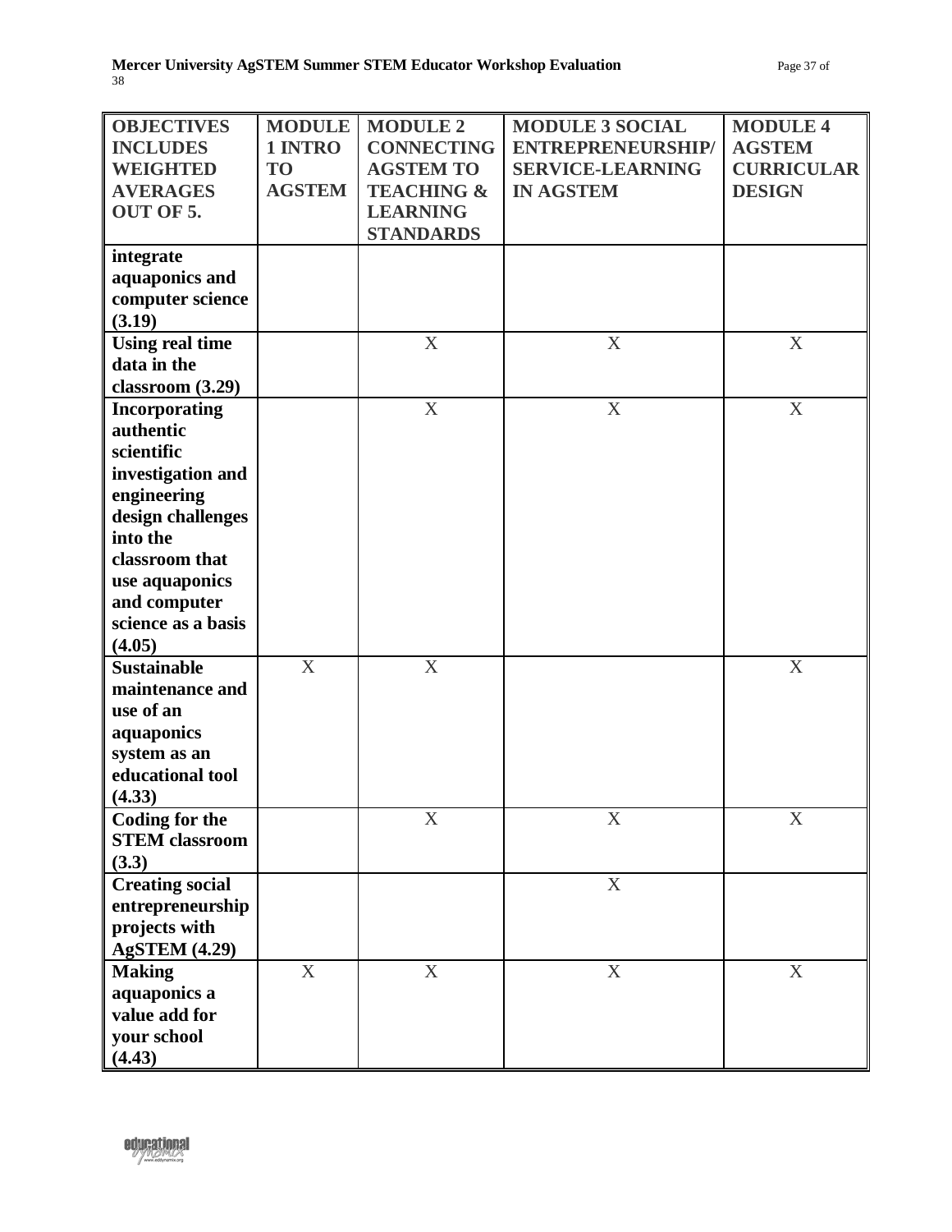| OBJECTIVES INCLUDES WEIGHTED AVERAGES OUT OF 5. | MODULE 1 INTRO TO AGSTEM | MODULE 2 CONNECTING AGSTEM TO TEACHING & LEARNING STANDARDS | MODULE 3 SOCIAL ENTREPRENEURSHIP/ SERVICE-LEARNING IN AGSTEM | MODULE 4 AGSTEM CURRICULAR DESIGN |
|---|---|---|---|---|
| **integrate aquaponics and computer science (3.19)** | | | | |
| **Using real time data in the classroom (3.29)** | | X | X | X |
| **Incorporating authentic scientific investigation and engineering design challenges into the classroom that use aquaponics and computer science as a basis (4.05)** | | X | X | X |
| **Sustainable maintenance and use of an aquaponics system as an educational tool (4.33)** | X | X | | X |
| **Coding for the STEM classroom (3.3)** | | X | X | X |
| **Creating social entrepreneurship projects with AgSTEM (4.29)** | | | X | |
| **Making aquaponics a value add for your school (4.43)** | X | X | X | X |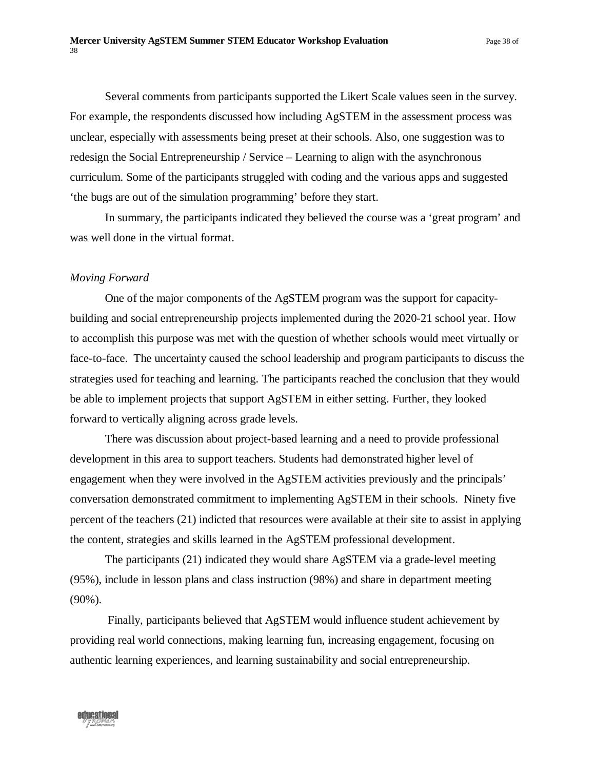Several comments from participants supported the Likert Scale values seen in the survey. For example, the respondents discussed how including AgSTEM in the assessment process was unclear, especially with assessments being preset at their schools. Also, one suggestion was to redesign the Social Entrepreneurship / Service – Learning to align with the asynchronous curriculum. Some of the participants struggled with coding and the various apps and suggested 'the bugs are out of the simulation programming' before they start.

In summary, the participants indicated they believed the course was a 'great program' and was well done in the virtual format.

*Moving Forward*

One of the major components of the AgSTEM program was the support for capacity-building and social entrepreneurship projects implemented during the 2020-21 school year. How to accomplish this purpose was met with the question of whether schools would meet virtually or face-to-face. The uncertainty caused the school leadership and program participants to discuss the strategies used for teaching and learning. The participants reached the conclusion that they would be able to implement projects that support AgSTEM in either setting. Further, they looked forward to vertically aligning across grade levels.

There was discussion about project-based learning and a need to provide professional development in this area to support teachers. Students had demonstrated higher level of engagement when they were involved in the AgSTEM activities previously and the principals' conversation demonstrated commitment to implementing AgSTEM in their schools. Ninety five percent of the teachers (21) indicted that resources were available at their site to assist in applying the content, strategies and skills learned in the AgSTEM professional development.

The participants (21) indicated they would share AgSTEM via a grade-level meeting (95%), include in lesson plans and class instruction (98%) and share in department meeting (90%).

Finally, participants believed that AgSTEM would influence student achievement by providing real world connections, making learning fun, increasing engagement, focusing on authentic learning experiences, and learning sustainability and social entrepreneurship.